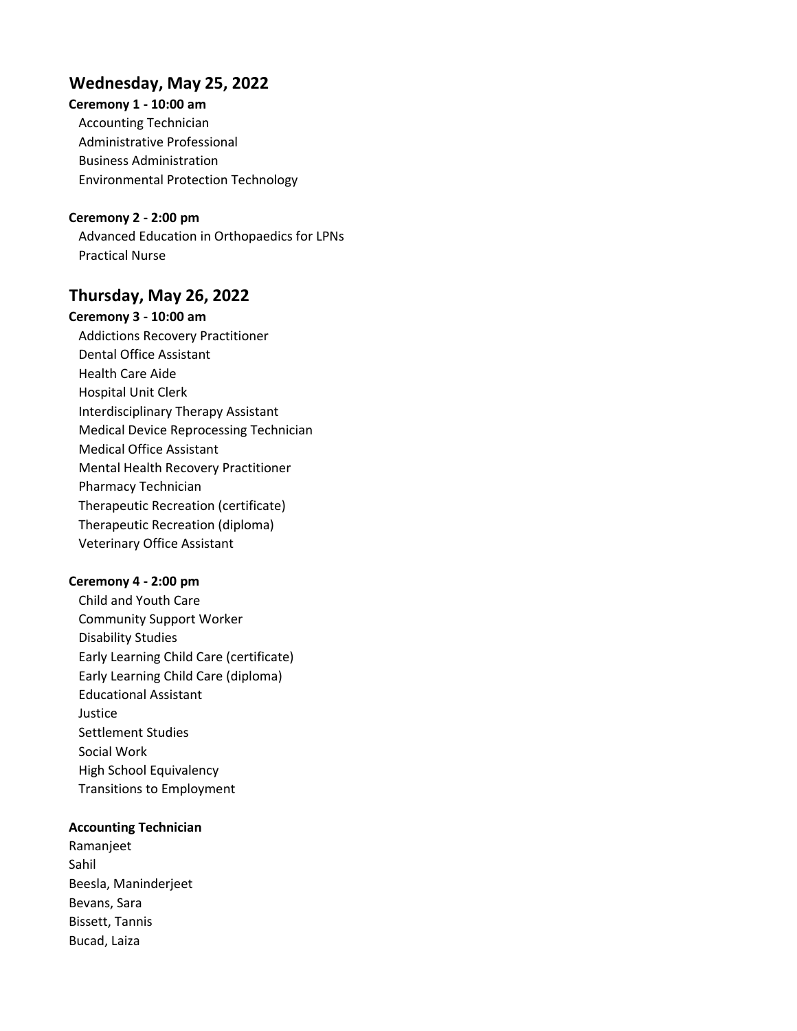## Wednesday, May 25, 2022

**Ceremony 1 - 10:00 am**

Accounting Technician
Administrative Professional
Business Administration
Environmental Protection Technology

**Ceremony 2 - 2:00 pm**

Advanced Education in Orthopaedics for LPNs
Practical Nurse

## Thursday, May 26, 2022

**Ceremony 3 - 10:00 am**

Addictions Recovery Practitioner
Dental Office Assistant
Health Care Aide
Hospital Unit Clerk
Interdisciplinary Therapy Assistant
Medical Device Reprocessing Technician
Medical Office Assistant
Mental Health Recovery Practitioner
Pharmacy Technician
Therapeutic Recreation (certificate)
Therapeutic Recreation (diploma)
Veterinary Office Assistant

**Ceremony 4 - 2:00 pm**

Child and Youth Care
Community Support Worker
Disability Studies
Early Learning Child Care (certificate)
Early Learning Child Care (diploma)
Educational Assistant
Justice
Settlement Studies
Social Work
High School Equivalency
Transitions to Employment

**Accounting Technician**

Ramanjeet
Sahil
Beesla, Maninderjeet
Bevans, Sara
Bissett, Tannis
Bucad, Laiza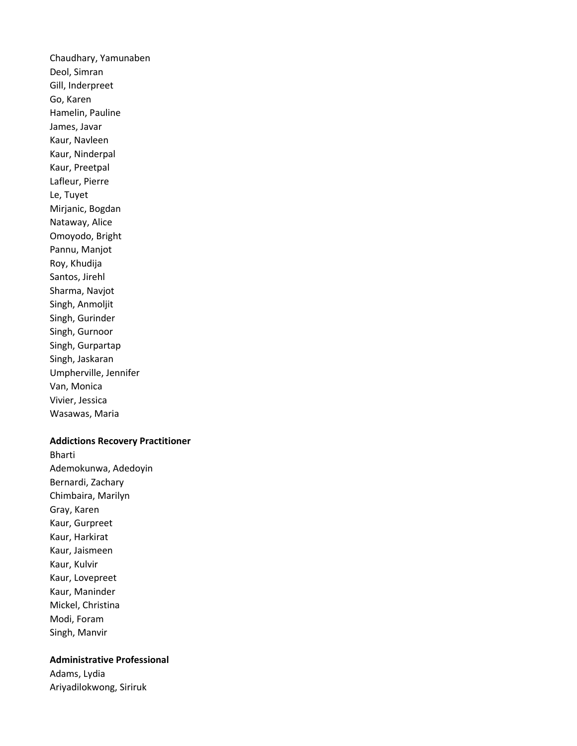Chaudhary, Yamunaben
Deol, Simran
Gill, Inderpreet
Go, Karen
Hamelin, Pauline
James, Javar
Kaur, Navleen
Kaur, Ninderpal
Kaur, Preetpal
Lafleur, Pierre
Le, Tuyet
Mirjanic, Bogdan
Nataway, Alice
Omoyodo, Bright
Pannu, Manjot
Roy, Khudija
Santos, Jirehl
Sharma, Navjot
Singh, Anmoljit
Singh, Gurinder
Singh, Gurnoor
Singh, Gurpartap
Singh, Jaskaran
Umpherville, Jennifer
Van, Monica
Vivier, Jessica
Wasawas, Maria

**Addictions Recovery Practitioner**

Bharti
Ademokunwa, Adedoyin
Bernardi, Zachary
Chimbaira, Marilyn
Gray, Karen
Kaur, Gurpreet
Kaur, Harkirat
Kaur, Jaismeen
Kaur, Kulvir
Kaur, Lovepreet
Kaur, Maninder
Mickel, Christina
Modi, Foram
Singh, Manvir

**Administrative Professional**

Adams, Lydia
Ariyadilokwong, Siriruk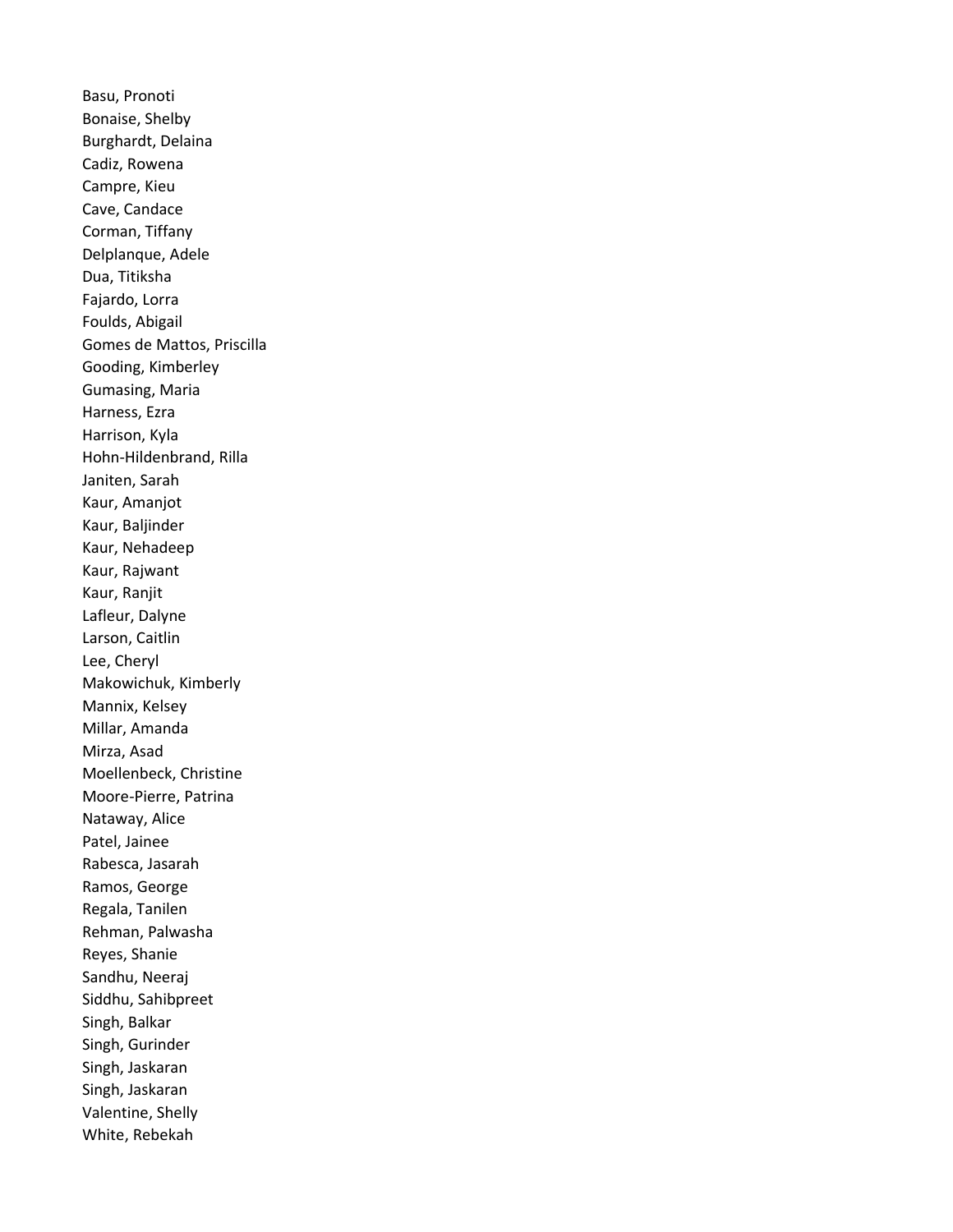Basu, Pronoti
Bonaise, Shelby
Burghardt, Delaina
Cadiz, Rowena
Campre, Kieu
Cave, Candace
Corman, Tiffany
Delplanque, Adele
Dua, Titiksha
Fajardo, Lorra
Foulds, Abigail
Gomes de Mattos, Priscilla
Gooding, Kimberley
Gumasing, Maria
Harness, Ezra
Harrison, Kyla
Hohn-Hildenbrand, Rilla
Janiten, Sarah
Kaur, Amanjot
Kaur, Baljinder
Kaur, Nehadeep
Kaur, Rajwant
Kaur, Ranjit
Lafleur, Dalyne
Larson, Caitlin
Lee, Cheryl
Makowichuk, Kimberly
Mannix, Kelsey
Millar, Amanda
Mirza, Asad
Moellenbeck, Christine
Moore-Pierre, Patrina
Nataway, Alice
Patel, Jainee
Rabesca, Jasarah
Ramos, George
Regala, Tanilen
Rehman, Palwasha
Reyes, Shanie
Sandhu, Neeraj
Siddhu, Sahibpreet
Singh, Balkar
Singh, Gurinder
Singh, Jaskaran
Singh, Jaskaran
Valentine, Shelly
White, Rebekah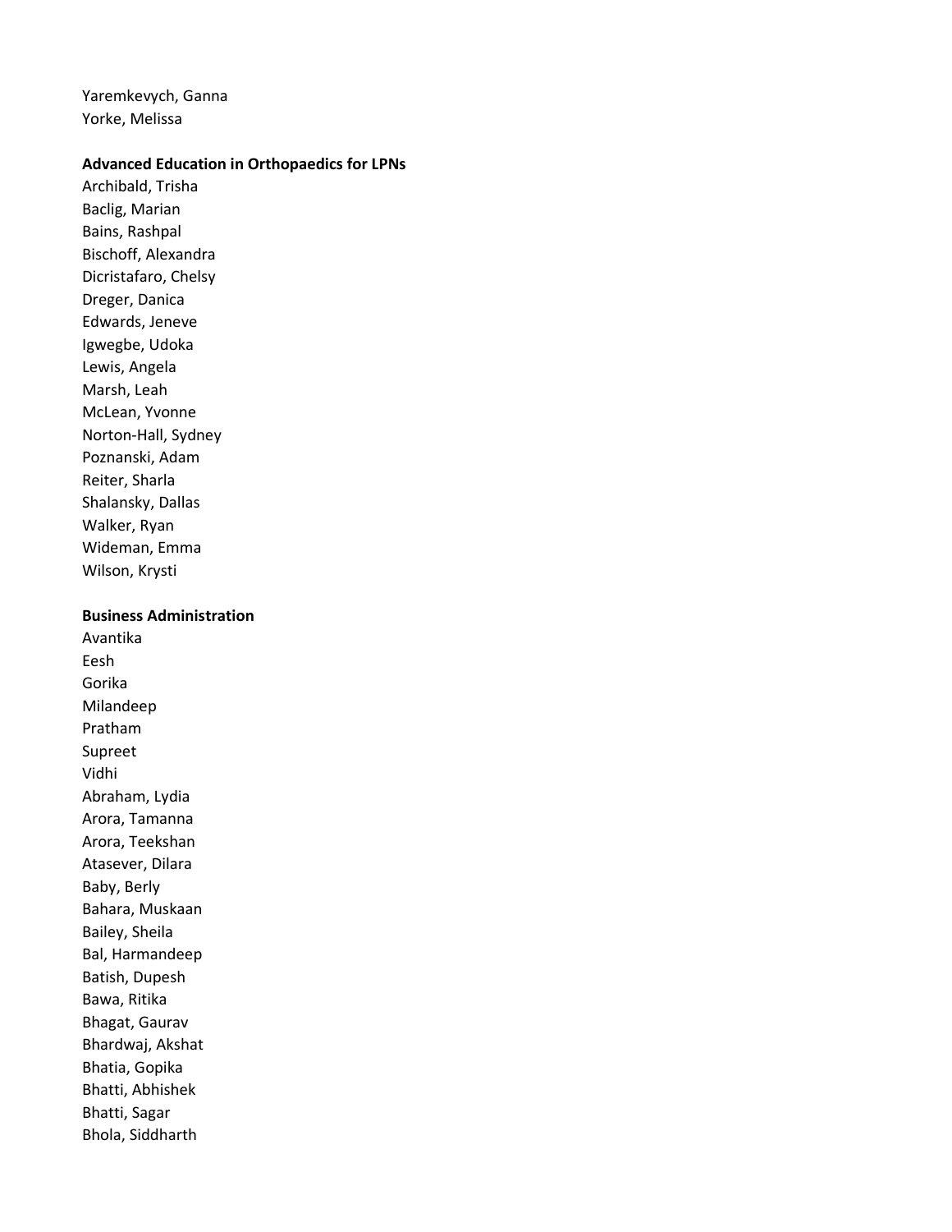Yaremkevych, Ganna
Yorke, Melissa

**Advanced Education in Orthopaedics for LPNs**

Archibald, Trisha
Baclig, Marian
Bains, Rashpal
Bischoff, Alexandra
Dicristafaro, Chelsy
Dreger, Danica
Edwards, Jeneve
Igwegbe, Udoka
Lewis, Angela
Marsh, Leah
McLean, Yvonne
Norton-Hall, Sydney
Poznanski, Adam
Reiter, Sharla
Shalansky, Dallas
Walker, Ryan
Wideman, Emma
Wilson, Krysti

**Business Administration**

Avantika
Eesh
Gorika
Milandeep
Pratham
Supreet
Vidhi
Abraham, Lydia
Arora, Tamanna
Arora, Teekshan
Atasever, Dilara
Baby, Berly
Bahara, Muskaan
Bailey, Sheila
Bal, Harmandeep
Batish, Dupesh
Bawa, Ritika
Bhagat, Gaurav
Bhardwaj, Akshat
Bhatia, Gopika
Bhatti, Abhishek
Bhatti, Sagar
Bhola, Siddharth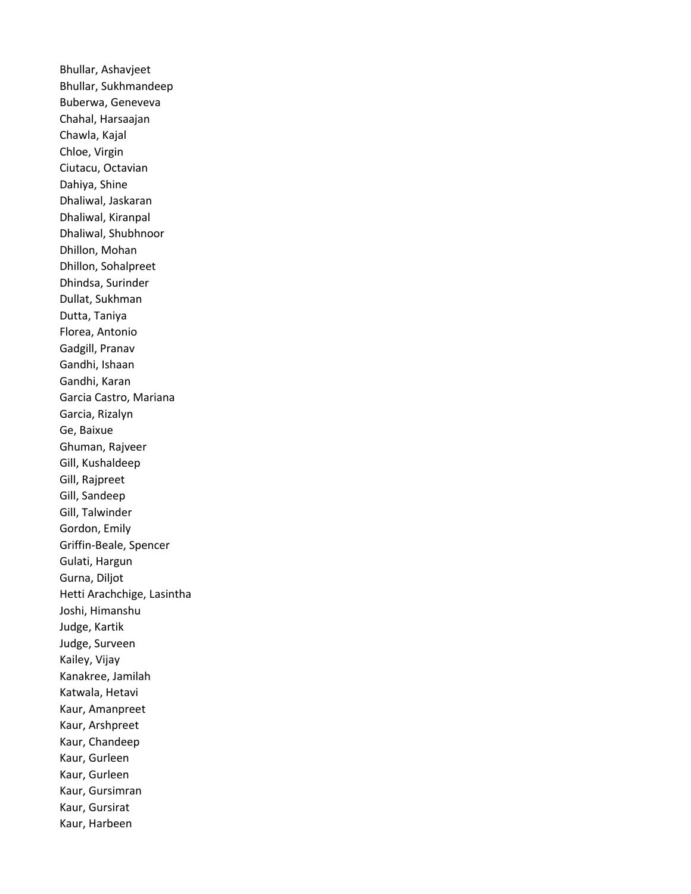Bhullar, Ashavjeet
Bhullar, Sukhmandeep
Buberwa, Geneveva
Chahal, Harsaajan
Chawla, Kajal
Chloe, Virgin
Ciutacu, Octavian
Dahiya, Shine
Dhaliwal, Jaskaran
Dhaliwal, Kiranpal
Dhaliwal, Shubhnoor
Dhillon, Mohan
Dhillon, Sohalpreet
Dhindsa, Surinder
Dullat, Sukhman
Dutta, Taniya
Florea, Antonio
Gadgill, Pranav
Gandhi, Ishaan
Gandhi, Karan
Garcia Castro, Mariana
Garcia, Rizalyn
Ge, Baixue
Ghuman, Rajveer
Gill, Kushaldeep
Gill, Rajpreet
Gill, Sandeep
Gill, Talwinder
Gordon, Emily
Griffin-Beale, Spencer
Gulati, Hargun
Gurna, Diljot
Hetti Arachchige, Lasintha
Joshi, Himanshu
Judge, Kartik
Judge, Surveen
Kailey, Vijay
Kanakree, Jamilah
Katwala, Hetavi
Kaur, Amanpreet
Kaur, Arshpreet
Kaur, Chandeep
Kaur, Gurleen
Kaur, Gurleen
Kaur, Gursimran
Kaur, Gursirat
Kaur, Harbeen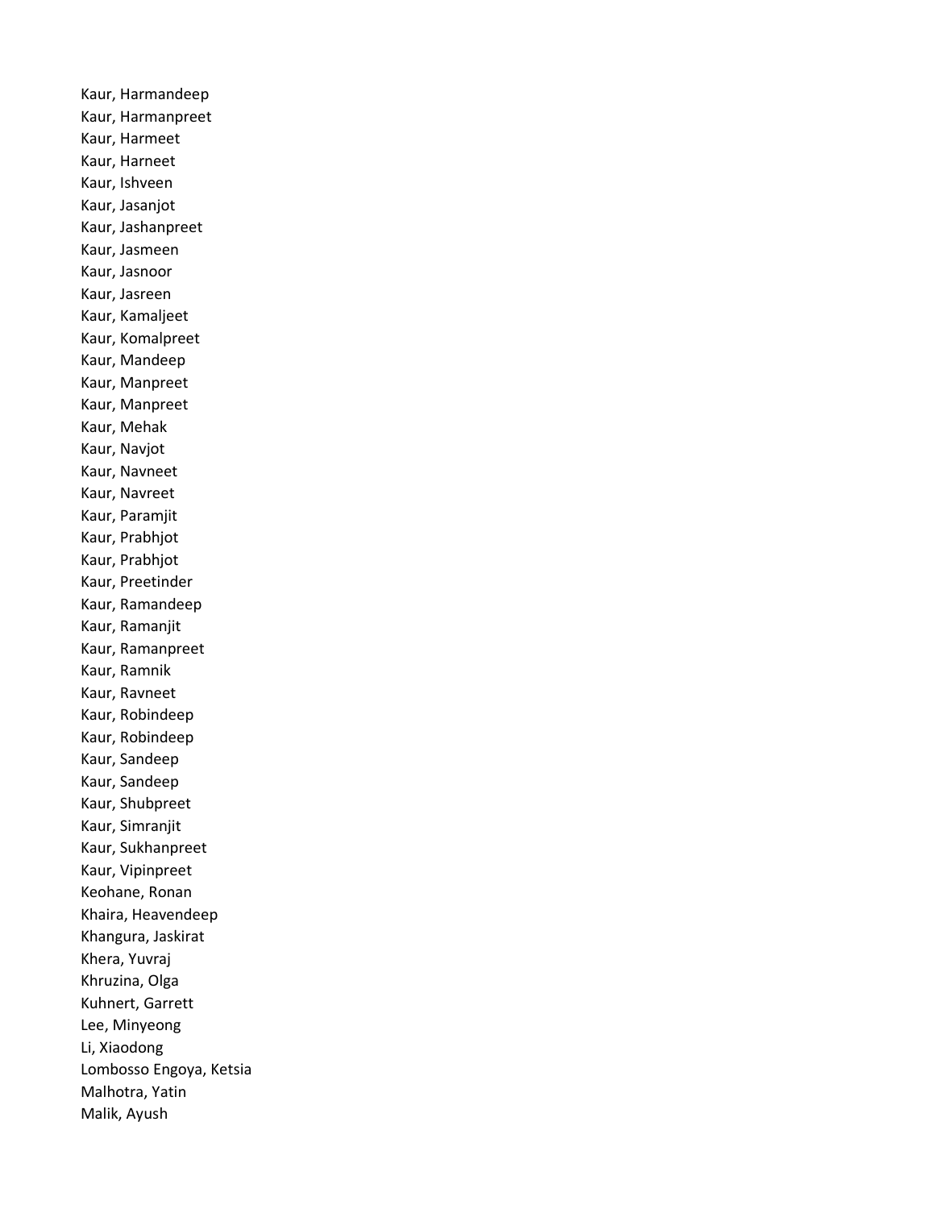Kaur, Harmandeep
Kaur, Harmanpreet
Kaur, Harmeet
Kaur, Harneet
Kaur, Ishveen
Kaur, Jasanjot
Kaur, Jashanpreet
Kaur, Jasmeen
Kaur, Jasnoor
Kaur, Jasreen
Kaur, Kamaljeet
Kaur, Komalpreet
Kaur, Mandeep
Kaur, Manpreet
Kaur, Manpreet
Kaur, Mehak
Kaur, Navjot
Kaur, Navneet
Kaur, Navreet
Kaur, Paramjit
Kaur, Prabhjot
Kaur, Prabhjot
Kaur, Preetinder
Kaur, Ramandeep
Kaur, Ramanjit
Kaur, Ramanpreet
Kaur, Ramnik
Kaur, Ravneet
Kaur, Robindeep
Kaur, Robindeep
Kaur, Sandeep
Kaur, Sandeep
Kaur, Shubpreet
Kaur, Simranjit
Kaur, Sukhanpreet
Kaur, Vipinpreet
Keohane, Ronan
Khaira, Heavendeep
Khangura, Jaskirat
Khera, Yuvraj
Khruzina, Olga
Kuhnert, Garrett
Lee, Minyeong
Li, Xiaodong
Lombosso Engoya, Ketsia
Malhotra, Yatin
Malik, Ayush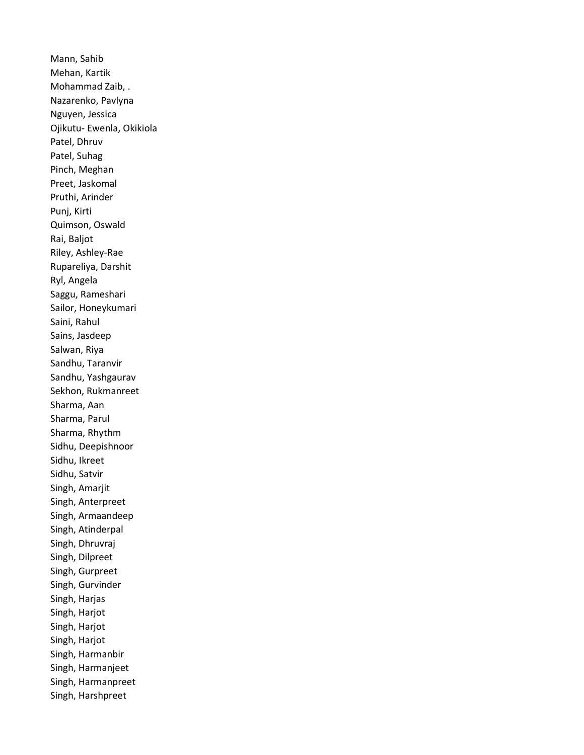Mann, Sahib
Mehan, Kartik
Mohammad Zaib, .
Nazarenko, Pavlyna
Nguyen, Jessica
Ojikutu- Ewenla, Okikiola
Patel, Dhruv
Patel, Suhag
Pinch, Meghan
Preet, Jaskomal
Pruthi, Arinder
Punj, Kirti
Quimson, Oswald
Rai, Baljot
Riley, Ashley-Rae
Rupareliya, Darshit
Ryl, Angela
Saggu, Rameshari
Sailor, Honeykumari
Saini, Rahul
Sains, Jasdeep
Salwan, Riya
Sandhu, Taranvir
Sandhu, Yashgaurav
Sekhon, Rukmanreet
Sharma, Aan
Sharma, Parul
Sharma, Rhythm
Sidhu, Deepishnoor
Sidhu, Ikreet
Sidhu, Satvir
Singh, Amarjit
Singh, Anterpreet
Singh, Armaandeep
Singh, Atinderpal
Singh, Dhruvraj
Singh, Dilpreet
Singh, Gurpreet
Singh, Gurvinder
Singh, Harjas
Singh, Harjot
Singh, Harjot
Singh, Harjot
Singh, Harmanbir
Singh, Harmanjeet
Singh, Harmanpreet
Singh, Harshpreet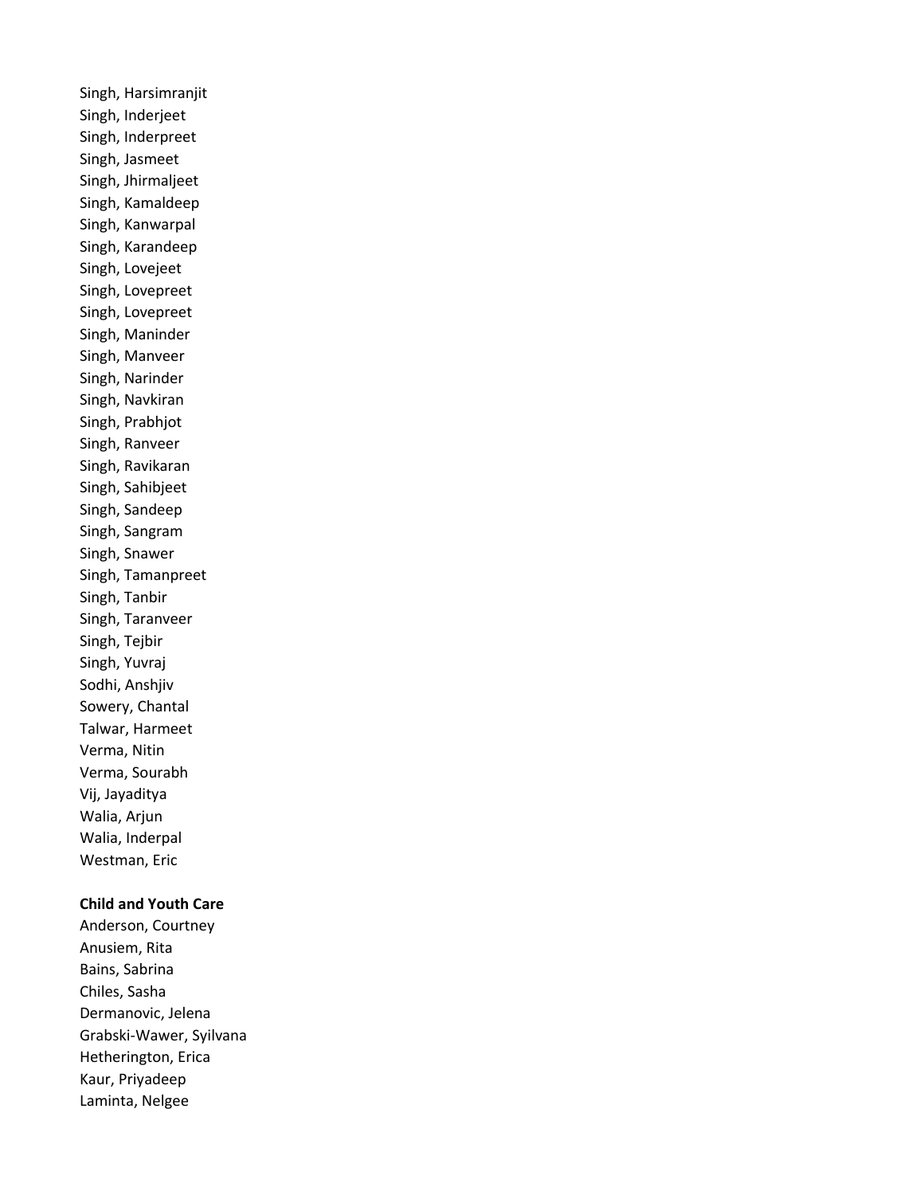Singh, Harsimranjit
Singh, Inderjeet
Singh, Inderpreet
Singh, Jasmeet
Singh, Jhirmaljeet
Singh, Kamaldeep
Singh, Kanwarpal
Singh, Karandeep
Singh, Lovejeet
Singh, Lovepreet
Singh, Lovepreet
Singh, Maninder
Singh, Manveer
Singh, Narinder
Singh, Navkiran
Singh, Prabhjot
Singh, Ranveer
Singh, Ravikaran
Singh, Sahibjeet
Singh, Sandeep
Singh, Sangram
Singh, Snawer
Singh, Tamanpreet
Singh, Tanbir
Singh, Taranveer
Singh, Tejbir
Singh, Yuvraj
Sodhi, Anshjiv
Sowery, Chantal
Talwar, Harmeet
Verma, Nitin
Verma, Sourabh
Vij, Jayaditya
Walia, Arjun
Walia, Inderpal
Westman, Eric

**Child and Youth Care**

Anderson, Courtney
Anusiem, Rita
Bains, Sabrina
Chiles, Sasha
Dermanovic, Jelena
Grabski-Wawer, Syilvana
Hetherington, Erica
Kaur, Priyadeep
Laminta, Nelgee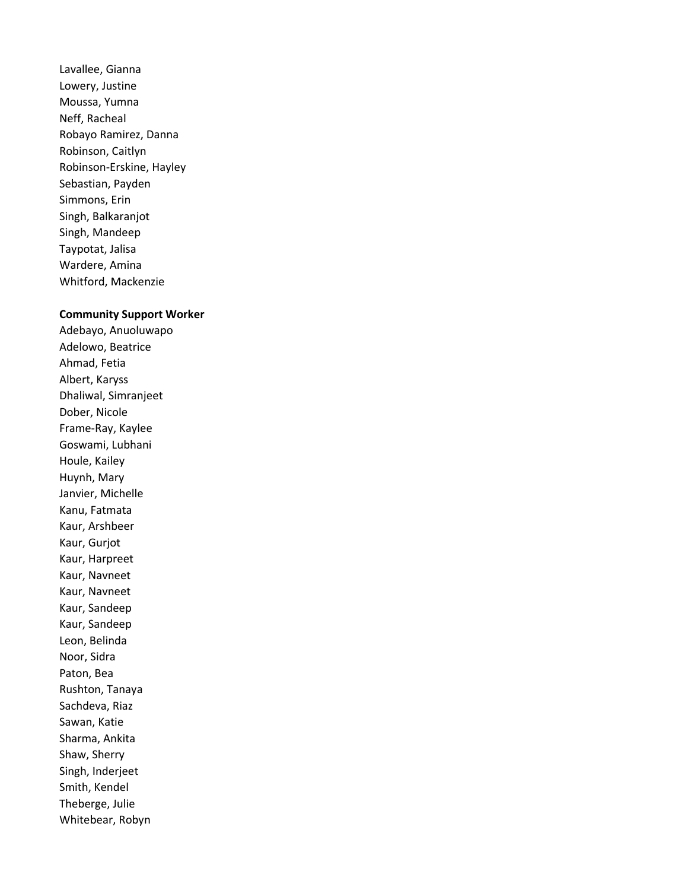Lavallee, Gianna
Lowery, Justine
Moussa, Yumna
Neff, Racheal
Robayo Ramirez, Danna
Robinson, Caitlyn
Robinson-Erskine, Hayley
Sebastian, Payden
Simmons, Erin
Singh, Balkaranjot
Singh, Mandeep
Taypotat, Jalisa
Wardere, Amina
Whitford, Mackenzie

**Community Support Worker**

Adebayo, Anuoluwapo
Adelowo, Beatrice
Ahmad, Fetia
Albert, Karyss
Dhaliwal, Simranjeet
Dober, Nicole
Frame-Ray, Kaylee
Goswami, Lubhani
Houle, Kailey
Huynh, Mary
Janvier, Michelle
Kanu, Fatmata
Kaur, Arshbeer
Kaur, Gurjot
Kaur, Harpreet
Kaur, Navneet
Kaur, Navneet
Kaur, Sandeep
Kaur, Sandeep
Leon, Belinda
Noor, Sidra
Paton, Bea
Rushton, Tanaya
Sachdeva, Riaz
Sawan, Katie
Sharma, Ankita
Shaw, Sherry
Singh, Inderjeet
Smith, Kendel
Theberge, Julie
Whitebear, Robyn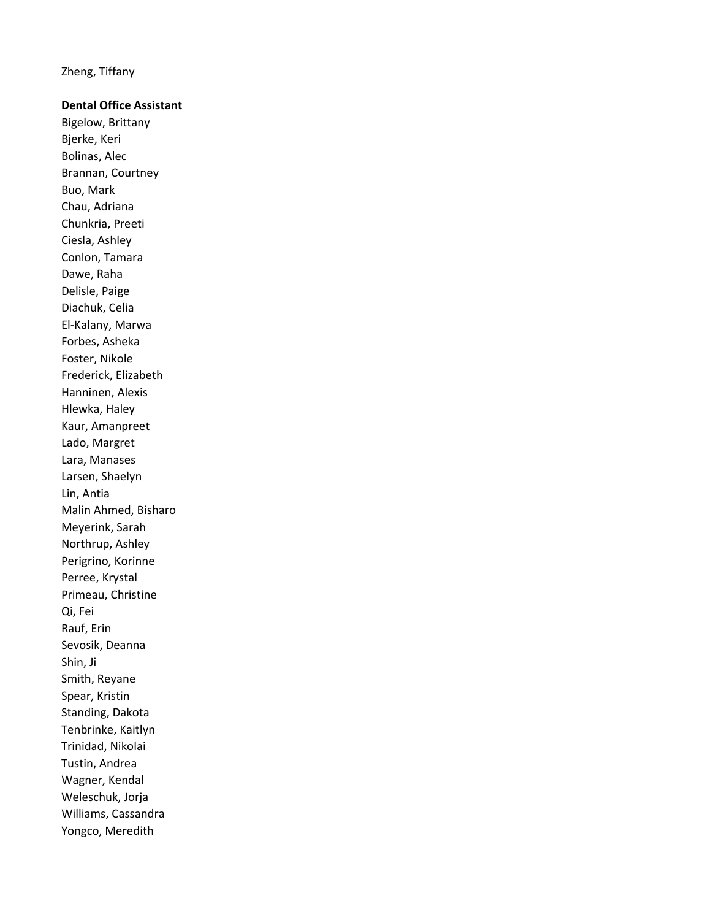Zheng, Tiffany

**Dental Office Assistant**

Bigelow, Brittany
Bjerke, Keri
Bolinas, Alec
Brannan, Courtney
Buo, Mark
Chau, Adriana
Chunkria, Preeti
Ciesla, Ashley
Conlon, Tamara
Dawe, Raha
Delisle, Paige
Diachuk, Celia
El-Kalany, Marwa
Forbes, Asheka
Foster, Nikole
Frederick, Elizabeth
Hanninen, Alexis
Hlewka, Haley
Kaur, Amanpreet
Lado, Margret
Lara, Manases
Larsen, Shaelyn
Lin, Antia
Malin Ahmed, Bisharo
Meyerink, Sarah
Northrup, Ashley
Perigrino, Korinne
Perree, Krystal
Primeau, Christine
Qi, Fei
Rauf, Erin
Sevosik, Deanna
Shin, Ji
Smith, Reyane
Spear, Kristin
Standing, Dakota
Tenbrinke, Kaitlyn
Trinidad, Nikolai
Tustin, Andrea
Wagner, Kendal
Weleschuk, Jorja
Williams, Cassandra
Yongco, Meredith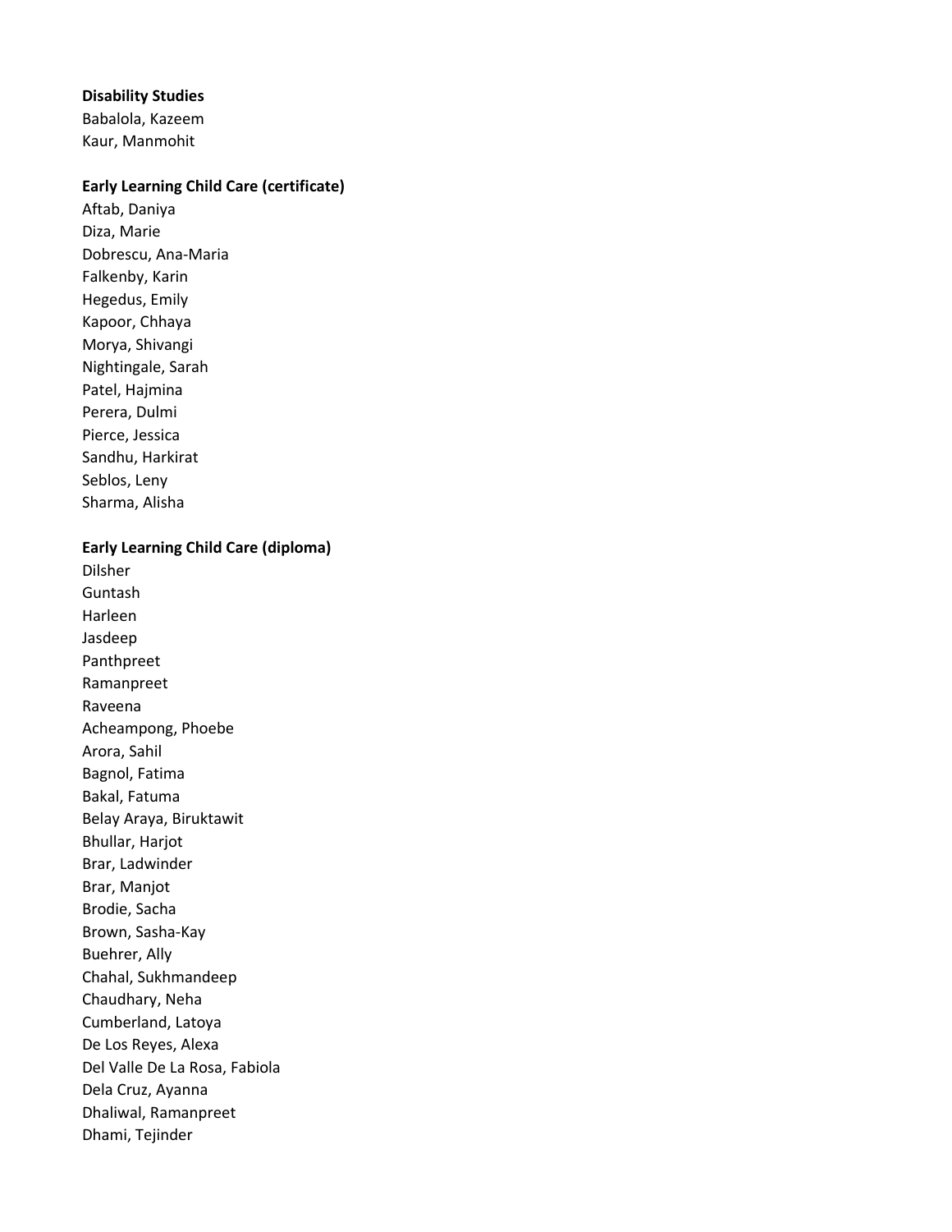**Disability Studies**

Babalola, Kazeem
Kaur, Manmohit

**Early Learning Child Care (certificate)**

Aftab, Daniya
Diza, Marie
Dobrescu, Ana-Maria
Falkenby, Karin
Hegedus, Emily
Kapoor, Chhaya
Morya, Shivangi
Nightingale, Sarah
Patel, Hajmina
Perera, Dulmi
Pierce, Jessica
Sandhu, Harkirat
Seblos, Leny
Sharma, Alisha

**Early Learning Child Care (diploma)**

Dilsher
Guntash
Harleen
Jasdeep
Panthpreet
Ramanpreet
Raveena
Acheampong, Phoebe
Arora, Sahil
Bagnol, Fatima
Bakal, Fatuma
Belay Araya, Biruktawit
Bhullar, Harjot
Brar, Ladwinder
Brar, Manjot
Brodie, Sacha
Brown, Sasha-Kay
Buehrer, Ally
Chahal, Sukhmandeep
Chaudhary, Neha
Cumberland, Latoya
De Los Reyes, Alexa
Del Valle De La Rosa, Fabiola
Dela Cruz, Ayanna
Dhaliwal, Ramanpreet
Dhami, Tejinder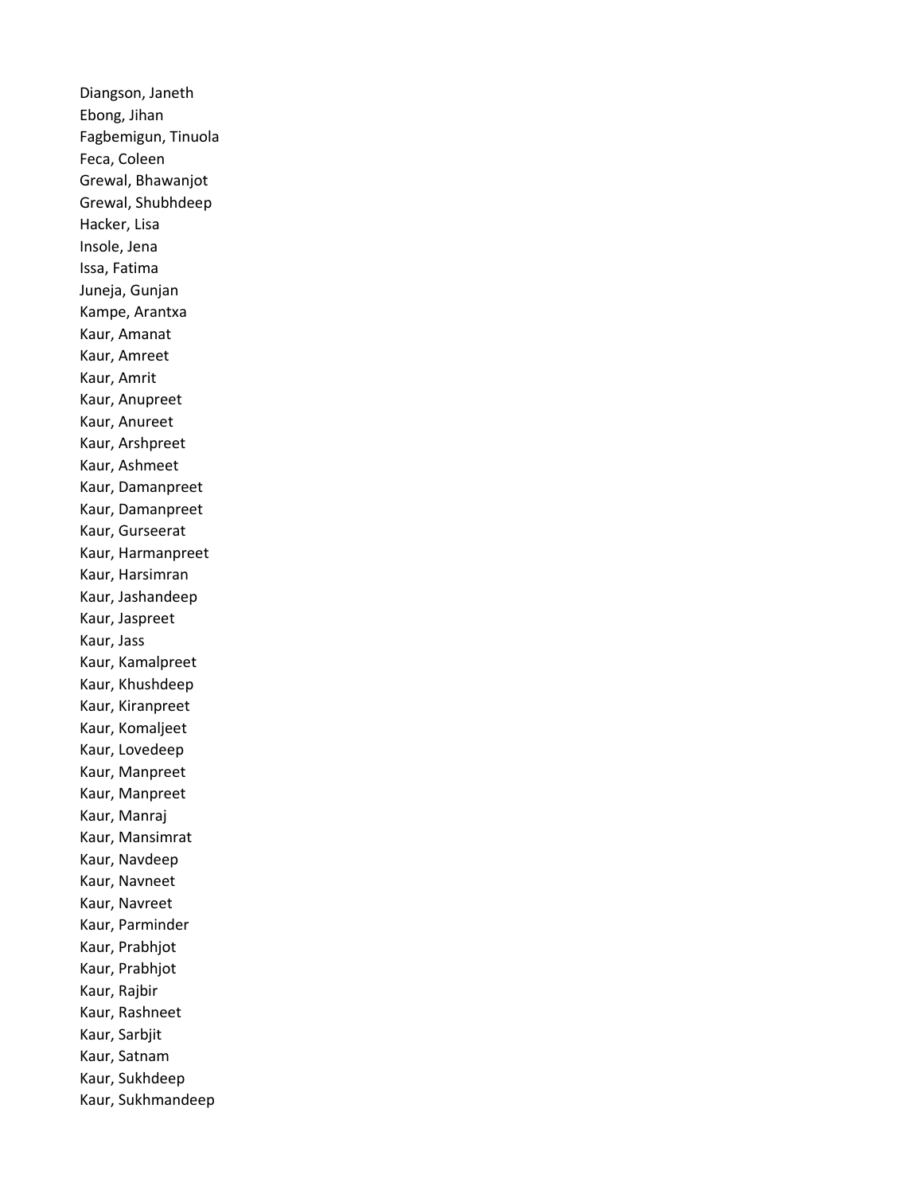Diangson, Janeth
Ebong, Jihan
Fagbemigun, Tinuola
Feca, Coleen
Grewal, Bhawanjot
Grewal, Shubhdeep
Hacker, Lisa
Insole, Jena
Issa, Fatima
Juneja, Gunjan
Kampe, Arantxa
Kaur, Amanat
Kaur, Amreet
Kaur, Amrit
Kaur, Anupreet
Kaur, Anureet
Kaur, Arshpreet
Kaur, Ashmeet
Kaur, Damanpreet
Kaur, Damanpreet
Kaur, Gurseerat
Kaur, Harmanpreet
Kaur, Harsimran
Kaur, Jashandeep
Kaur, Jaspreet
Kaur, Jass
Kaur, Kamalpreet
Kaur, Khushdeep
Kaur, Kiranpreet
Kaur, Komaljeet
Kaur, Lovedeep
Kaur, Manpreet
Kaur, Manpreet
Kaur, Manraj
Kaur, Mansimrat
Kaur, Navdeep
Kaur, Navneet
Kaur, Navreet
Kaur, Parminder
Kaur, Prabhjot
Kaur, Prabhjot
Kaur, Rajbir
Kaur, Rashneet
Kaur, Sarbjit
Kaur, Satnam
Kaur, Sukhdeep
Kaur, Sukhmandeep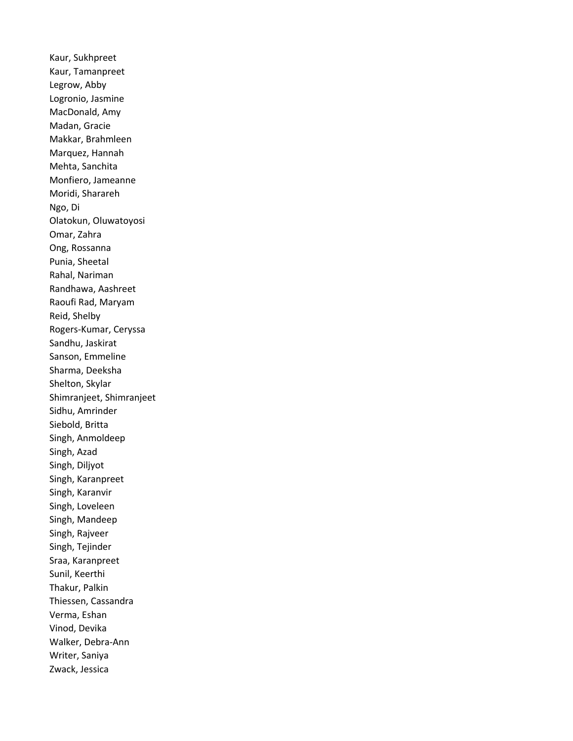Kaur, Sukhpreet
Kaur, Tamanpreet
Legrow, Abby
Logronio, Jasmine
MacDonald, Amy
Madan, Gracie
Makkar, Brahmleen
Marquez, Hannah
Mehta, Sanchita
Monfiero, Jameanne
Moridi, Sharareh
Ngo, Di
Olatokun, Oluwatoyosi
Omar, Zahra
Ong, Rossanna
Punia, Sheetal
Rahal, Nariman
Randhawa, Aashreet
Raoufi Rad, Maryam
Reid, Shelby
Rogers-Kumar, Ceryssa
Sandhu, Jaskirat
Sanson, Emmeline
Sharma, Deeksha
Shelton, Skylar
Shimranjeet, Shimranjeet
Sidhu, Amrinder
Siebold, Britta
Singh, Anmoldeep
Singh, Azad
Singh, Diljyot
Singh, Karanpreet
Singh, Karanvir
Singh, Loveleen
Singh, Mandeep
Singh, Rajveer
Singh, Tejinder
Sraa, Karanpreet
Sunil, Keerthi
Thakur, Palkin
Thiessen, Cassandra
Verma, Eshan
Vinod, Devika
Walker, Debra-Ann
Writer, Saniya
Zwack, Jessica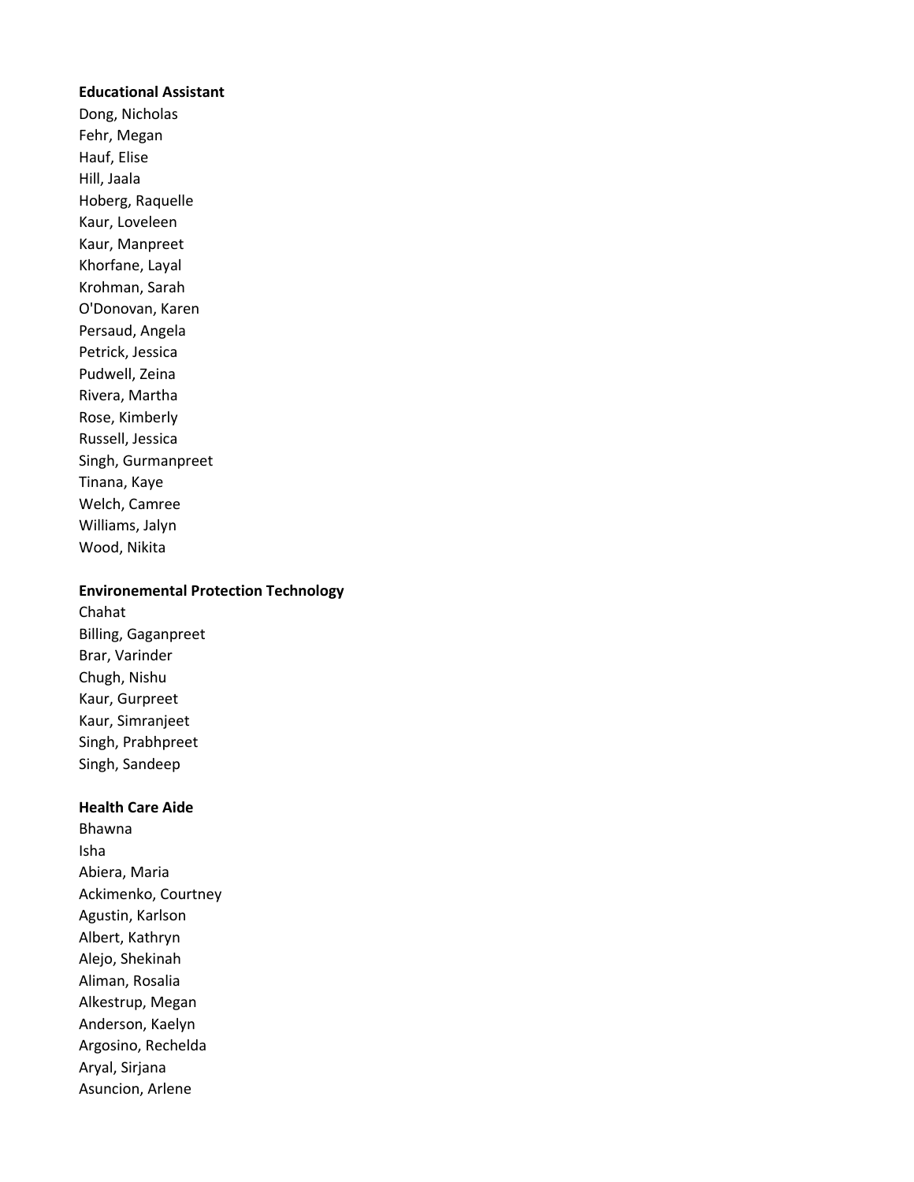**Educational Assistant**
Dong, Nicholas
Fehr, Megan
Hauf, Elise
Hill, Jaala
Hoberg, Raquelle
Kaur, Loveleen
Kaur, Manpreet
Khorfane, Layal
Krohman, Sarah
O'Donovan, Karen
Persaud, Angela
Petrick, Jessica
Pudwell, Zeina
Rivera, Martha
Rose, Kimberly
Russell, Jessica
Singh, Gurmanpreet
Tinana, Kaye
Welch, Camree
Williams, Jalyn
Wood, Nikita

**Environemental Protection Technology**
Chahat
Billing, Gaganpreet
Brar, Varinder
Chugh, Nishu
Kaur, Gurpreet
Kaur, Simranjeet
Singh, Prabhpreet
Singh, Sandeep

**Health Care Aide**
Bhawna
Isha
Abiera, Maria
Ackimenko, Courtney
Agustin, Karlson
Albert, Kathryn
Alejo, Shekinah
Aliman, Rosalia
Alkestrup, Megan
Anderson, Kaelyn
Argosino, Rechelda
Aryal, Sirjana
Asuncion, Arlene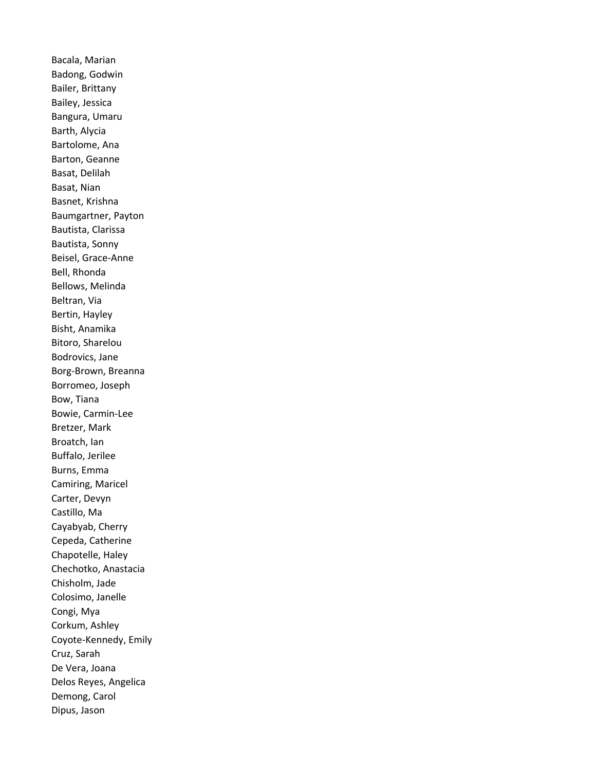Bacala, Marian
Badong, Godwin
Bailer, Brittany
Bailey, Jessica
Bangura, Umaru
Barth, Alycia
Bartolome, Ana
Barton, Geanne
Basat, Delilah
Basat, Nian
Basnet, Krishna
Baumgartner, Payton
Bautista, Clarissa
Bautista, Sonny
Beisel, Grace-Anne
Bell, Rhonda
Bellows, Melinda
Beltran, Via
Bertin, Hayley
Bisht, Anamika
Bitoro, Sharelou
Bodrovics, Jane
Borg-Brown, Breanna
Borromeo, Joseph
Bow, Tiana
Bowie, Carmin-Lee
Bretzer, Mark
Broatch, Ian
Buffalo, Jerilee
Burns, Emma
Camiring, Maricel
Carter, Devyn
Castillo, Ma
Cayabyab, Cherry
Cepeda, Catherine
Chapotelle, Haley
Chechotko, Anastacia
Chisholm, Jade
Colosimo, Janelle
Congi, Mya
Corkum, Ashley
Coyote-Kennedy, Emily
Cruz, Sarah
De Vera, Joana
Delos Reyes, Angelica
Demong, Carol
Dipus, Jason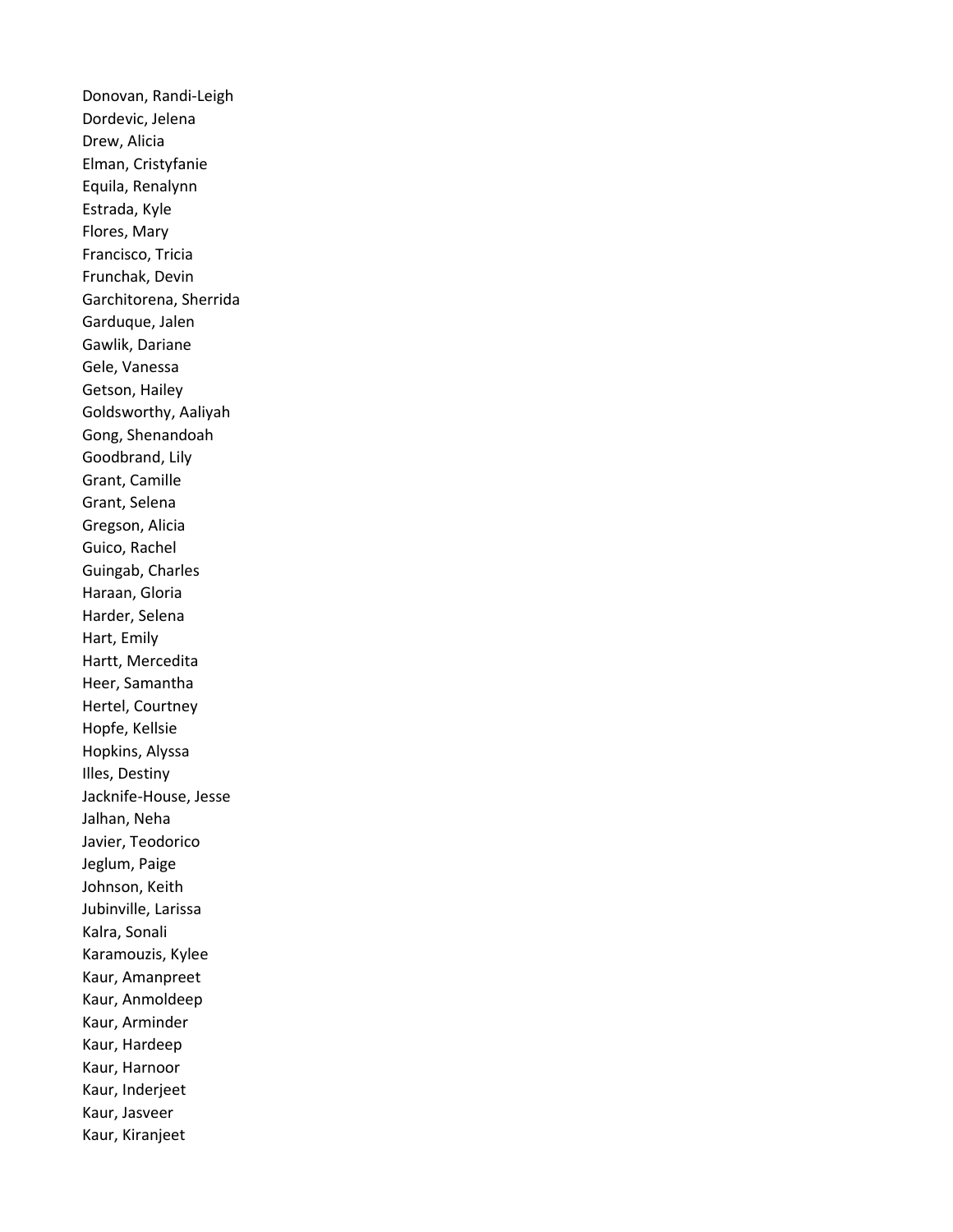Donovan, Randi-Leigh
Dordevic, Jelena
Drew, Alicia
Elman, Cristyfanie
Equila, Renalynn
Estrada, Kyle
Flores, Mary
Francisco, Tricia
Frunchak, Devin
Garchitorena, Sherrida
Garduque, Jalen
Gawlik, Dariane
Gele, Vanessa
Getson, Hailey
Goldsworthy, Aaliyah
Gong, Shenandoah
Goodbrand, Lily
Grant, Camille
Grant, Selena
Gregson, Alicia
Guico, Rachel
Guingab, Charles
Haraan, Gloria
Harder, Selena
Hart, Emily
Hartt, Mercedita
Heer, Samantha
Hertel, Courtney
Hopfe, Kellsie
Hopkins, Alyssa
Illes, Destiny
Jacknife-House, Jesse
Jalhan, Neha
Javier, Teodorico
Jeglum, Paige
Johnson, Keith
Jubinville, Larissa
Kalra, Sonali
Karamouzis, Kylee
Kaur, Amanpreet
Kaur, Anmoldeep
Kaur, Arminder
Kaur, Hardeep
Kaur, Harnoor
Kaur, Inderjeet
Kaur, Jasveer
Kaur, Kiranjeet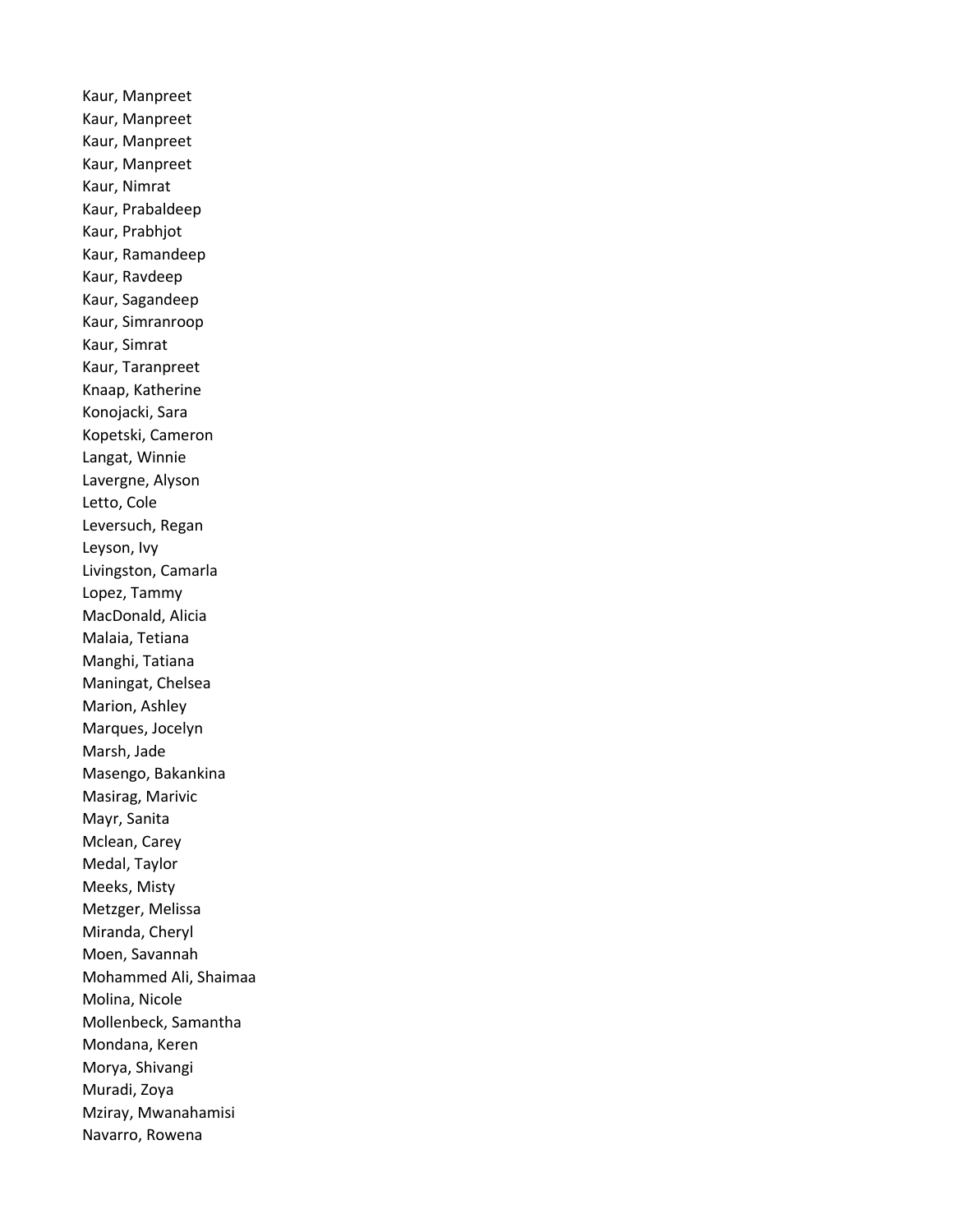Kaur, Manpreet
Kaur, Manpreet
Kaur, Manpreet
Kaur, Manpreet
Kaur, Nimrat
Kaur, Prabaldeep
Kaur, Prabhjot
Kaur, Ramandeep
Kaur, Ravdeep
Kaur, Sagandeep
Kaur, Simranroop
Kaur, Simrat
Kaur, Taranpreet
Knaap, Katherine
Konojacki, Sara
Kopetski, Cameron
Langat, Winnie
Lavergne, Alyson
Letto, Cole
Leversuch, Regan
Leyson, Ivy
Livingston, Camarla
Lopez, Tammy
MacDonald, Alicia
Malaia, Tetiana
Manghi, Tatiana
Maningat, Chelsea
Marion, Ashley
Marques, Jocelyn
Marsh, Jade
Masengo, Bakankina
Masirag, Marivic
Mayr, Sanita
Mclean, Carey
Medal, Taylor
Meeks, Misty
Metzger, Melissa
Miranda, Cheryl
Moen, Savannah
Mohammed Ali, Shaimaa
Molina, Nicole
Mollenbeck, Samantha
Mondana, Keren
Morya, Shivangi
Muradi, Zoya
Mziray, Mwanahamisi
Navarro, Rowena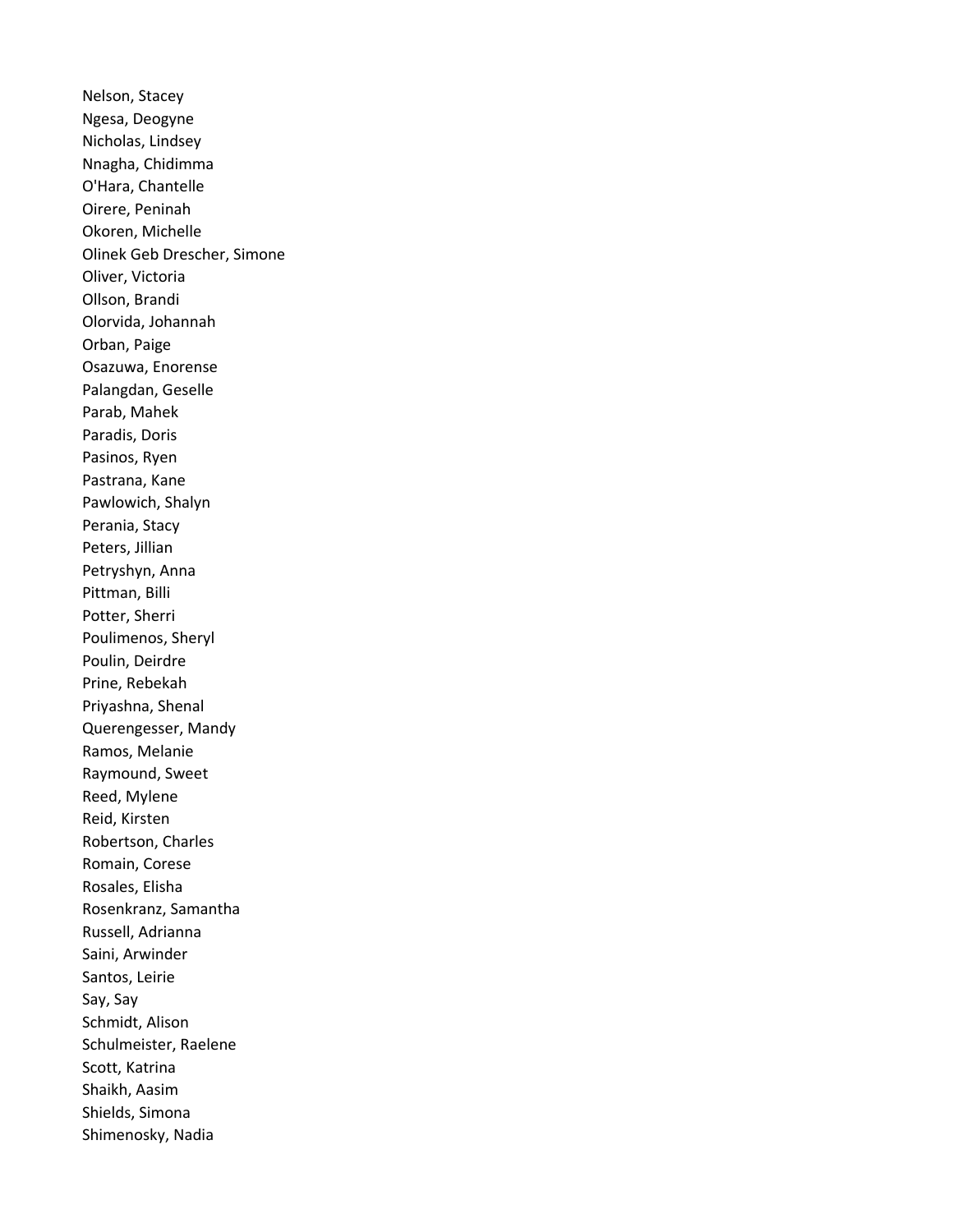Nelson, Stacey
Ngesa, Deogyne
Nicholas, Lindsey
Nnagha, Chidimma
O'Hara, Chantelle
Oirere, Peninah
Okoren, Michelle
Olinek Geb Drescher, Simone
Oliver, Victoria
Ollson, Brandi
Olorvida, Johannah
Orban, Paige
Osazuwa, Enorense
Palangdan, Geselle
Parab, Mahek
Paradis, Doris
Pasinos, Ryen
Pastrana, Kane
Pawlowich, Shalyn
Perania, Stacy
Peters, Jillian
Petryshyn, Anna
Pittman, Billi
Potter, Sherri
Poulimenos, Sheryl
Poulin, Deirdre
Prine, Rebekah
Priyashna, Shenal
Querengesser, Mandy
Ramos, Melanie
Raymound, Sweet
Reed, Mylene
Reid, Kirsten
Robertson, Charles
Romain, Corese
Rosales, Elisha
Rosenkranz, Samantha
Russell, Adrianna
Saini, Arwinder
Santos, Leirie
Say, Say
Schmidt, Alison
Schulmeister, Raelene
Scott, Katrina
Shaikh, Aasim
Shields, Simona
Shimenosky, Nadia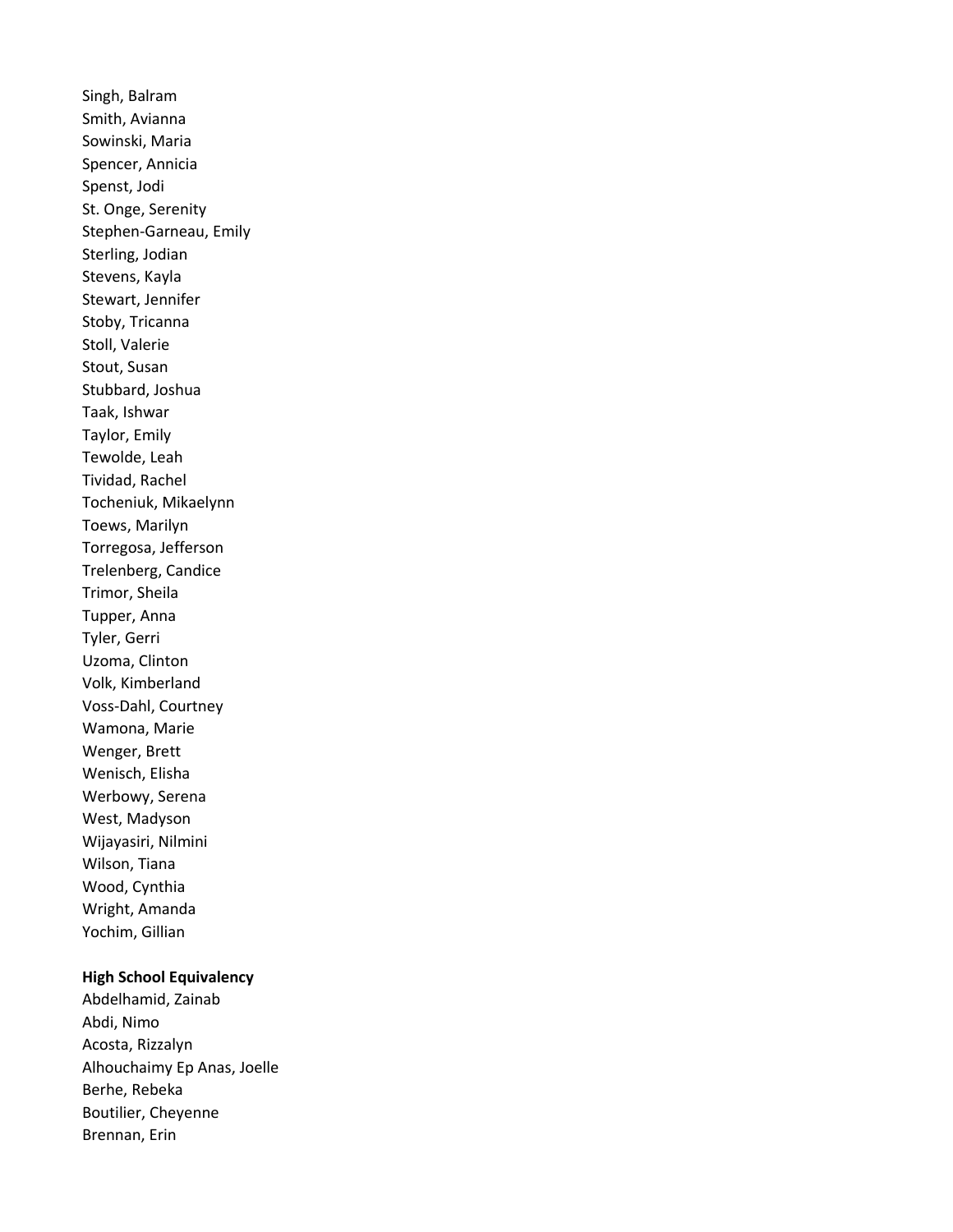Singh, Balram
Smith, Avianna
Sowinski, Maria
Spencer, Annicia
Spenst, Jodi
St. Onge, Serenity
Stephen-Garneau, Emily
Sterling, Jodian
Stevens, Kayla
Stewart, Jennifer
Stoby, Tricanna
Stoll, Valerie
Stout, Susan
Stubbard, Joshua
Taak, Ishwar
Taylor, Emily
Tewolde, Leah
Tividad, Rachel
Tocheniuk, Mikaelynn
Toews, Marilyn
Torregosa, Jefferson
Trelenberg, Candice
Trimor, Sheila
Tupper, Anna
Tyler, Gerri
Uzoma, Clinton
Volk, Kimberland
Voss-Dahl, Courtney
Wamona, Marie
Wenger, Brett
Wenisch, Elisha
Werbowy, Serena
West, Madyson
Wijayasiri, Nilmini
Wilson, Tiana
Wood, Cynthia
Wright, Amanda
Yochim, Gillian

**High School Equivalency**

Abdelhamid, Zainab
Abdi, Nimo
Acosta, Rizzalyn
Alhouchaimy Ep Anas, Joelle
Berhe, Rebeka
Boutilier, Cheyenne
Brennan, Erin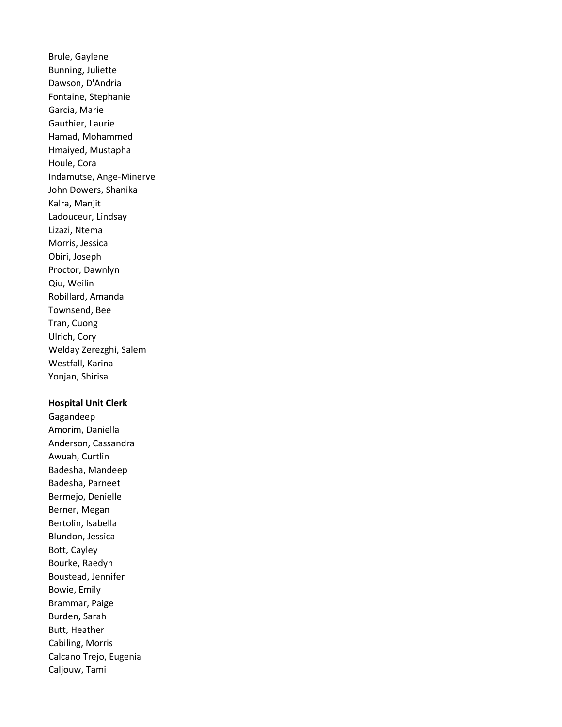Brule, Gaylene
Bunning, Juliette
Dawson, D'Andria
Fontaine, Stephanie
Garcia, Marie
Gauthier, Laurie
Hamad, Mohammed
Hmaiyed, Mustapha
Houle, Cora
Indamutse, Ange-Minerve
John Dowers, Shanika
Kalra, Manjit
Ladouceur, Lindsay
Lizazi, Ntema
Morris, Jessica
Obiri, Joseph
Proctor, Dawnlyn
Qiu, Weilin
Robillard, Amanda
Townsend, Bee
Tran, Cuong
Ulrich, Cory
Welday Zerezghi, Salem
Westfall, Karina
Yonjan, Shirisa

**Hospital Unit Clerk**

Gagandeep
Amorim, Daniella
Anderson, Cassandra
Awuah, Curtlin
Badesha, Mandeep
Badesha, Parneet
Bermejo, Denielle
Berner, Megan
Bertolin, Isabella
Blundon, Jessica
Bott, Cayley
Bourke, Raedyn
Boustead, Jennifer
Bowie, Emily
Brammar, Paige
Burden, Sarah
Butt, Heather
Cabiling, Morris
Calcano Trejo, Eugenia
Caljouw, Tami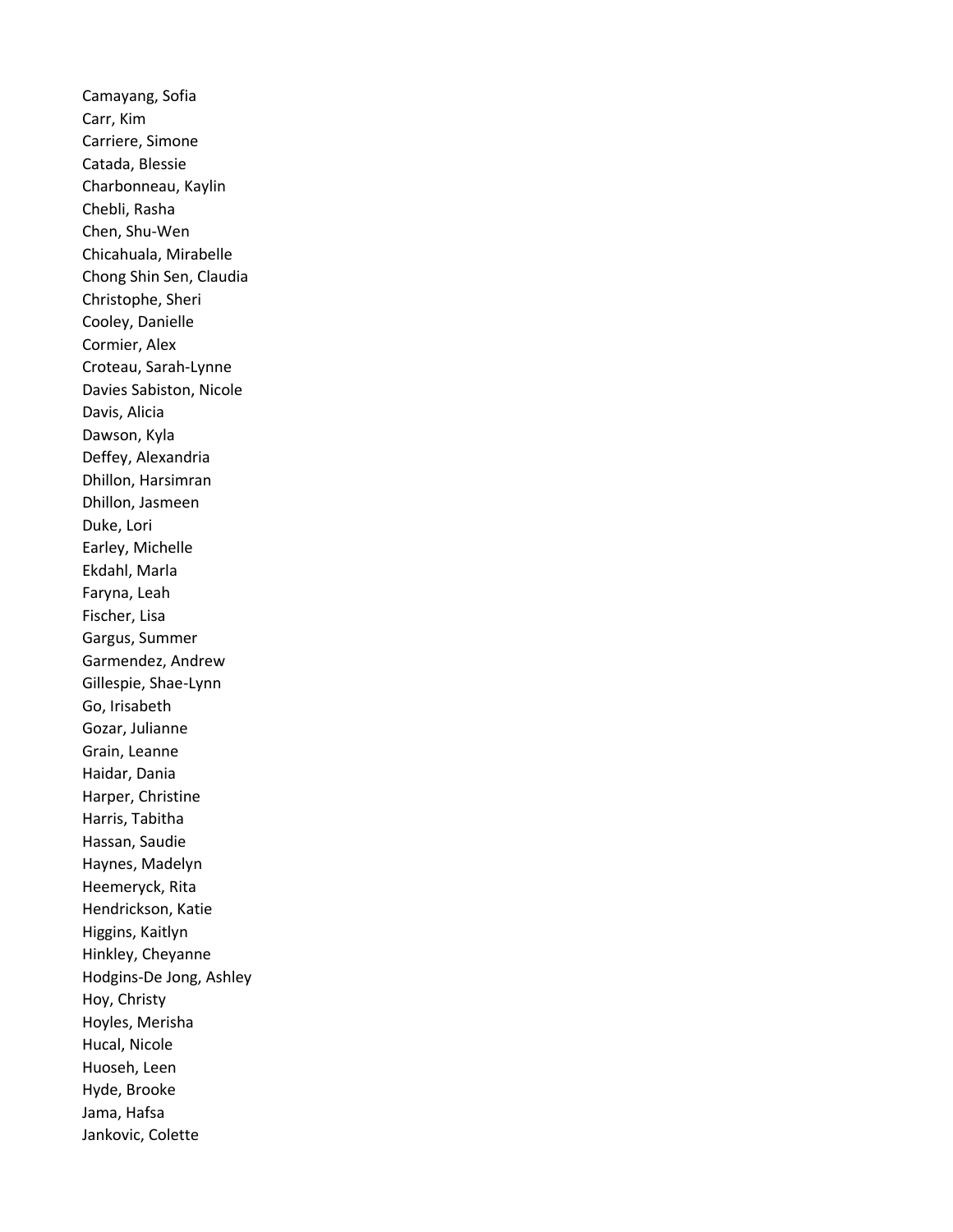Camayang, Sofia
Carr, Kim
Carriere, Simone
Catada, Blessie
Charbonneau, Kaylin
Chebli, Rasha
Chen, Shu-Wen
Chicahuala, Mirabelle
Chong Shin Sen, Claudia
Christophe, Sheri
Cooley, Danielle
Cormier, Alex
Croteau, Sarah-Lynne
Davies Sabiston, Nicole
Davis, Alicia
Dawson, Kyla
Deffey, Alexandria
Dhillon, Harsimran
Dhillon, Jasmeen
Duke, Lori
Earley, Michelle
Ekdahl, Marla
Faryna, Leah
Fischer, Lisa
Gargus, Summer
Garmendez, Andrew
Gillespie, Shae-Lynn
Go, Irisabeth
Gozar, Julianne
Grain, Leanne
Haidar, Dania
Harper, Christine
Harris, Tabitha
Hassan, Saudie
Haynes, Madelyn
Heemeryck, Rita
Hendrickson, Katie
Higgins, Kaitlyn
Hinkley, Cheyanne
Hodgins-De Jong, Ashley
Hoy, Christy
Hoyles, Merisha
Hucal, Nicole
Huoseh, Leen
Hyde, Brooke
Jama, Hafsa
Jankovic, Colette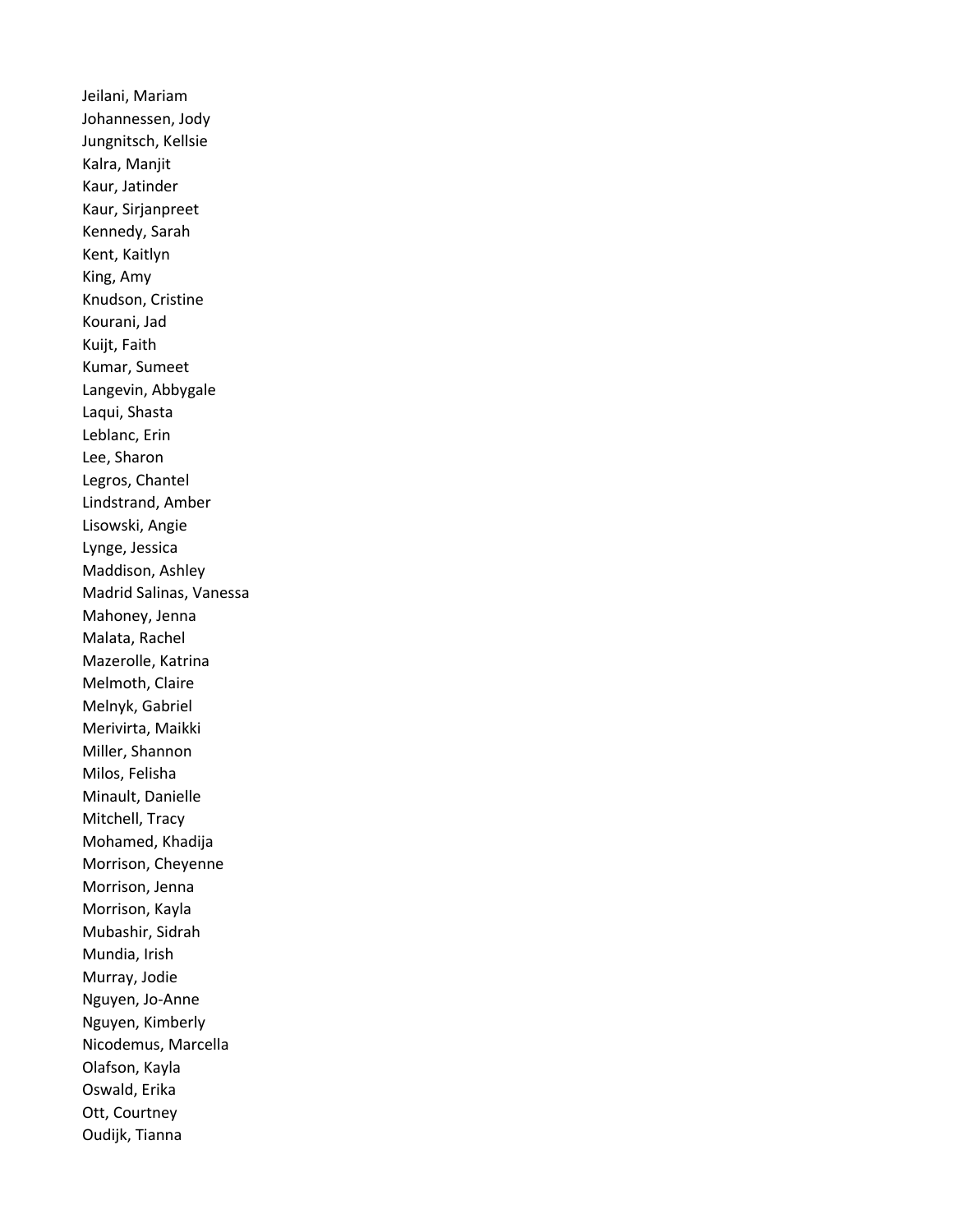Jeilani, Mariam
Johannessen, Jody
Jungnitsch, Kellsie
Kalra, Manjit
Kaur, Jatinder
Kaur, Sirjanpreet
Kennedy, Sarah
Kent, Kaitlyn
King, Amy
Knudson, Cristine
Kourani, Jad
Kuijt, Faith
Kumar, Sumeet
Langevin, Abbygale
Laqui, Shasta
Leblanc, Erin
Lee, Sharon
Legros, Chantel
Lindstrand, Amber
Lisowski, Angie
Lynge, Jessica
Maddison, Ashley
Madrid Salinas, Vanessa
Mahoney, Jenna
Malata, Rachel
Mazerolle, Katrina
Melmoth, Claire
Melnyk, Gabriel
Merivirta, Maikki
Miller, Shannon
Milos, Felisha
Minault, Danielle
Mitchell, Tracy
Mohamed, Khadija
Morrison, Cheyenne
Morrison, Jenna
Morrison, Kayla
Mubashir, Sidrah
Mundia, Irish
Murray, Jodie
Nguyen, Jo-Anne
Nguyen, Kimberly
Nicodemus, Marcella
Olafson, Kayla
Oswald, Erika
Ott, Courtney
Oudijk, Tianna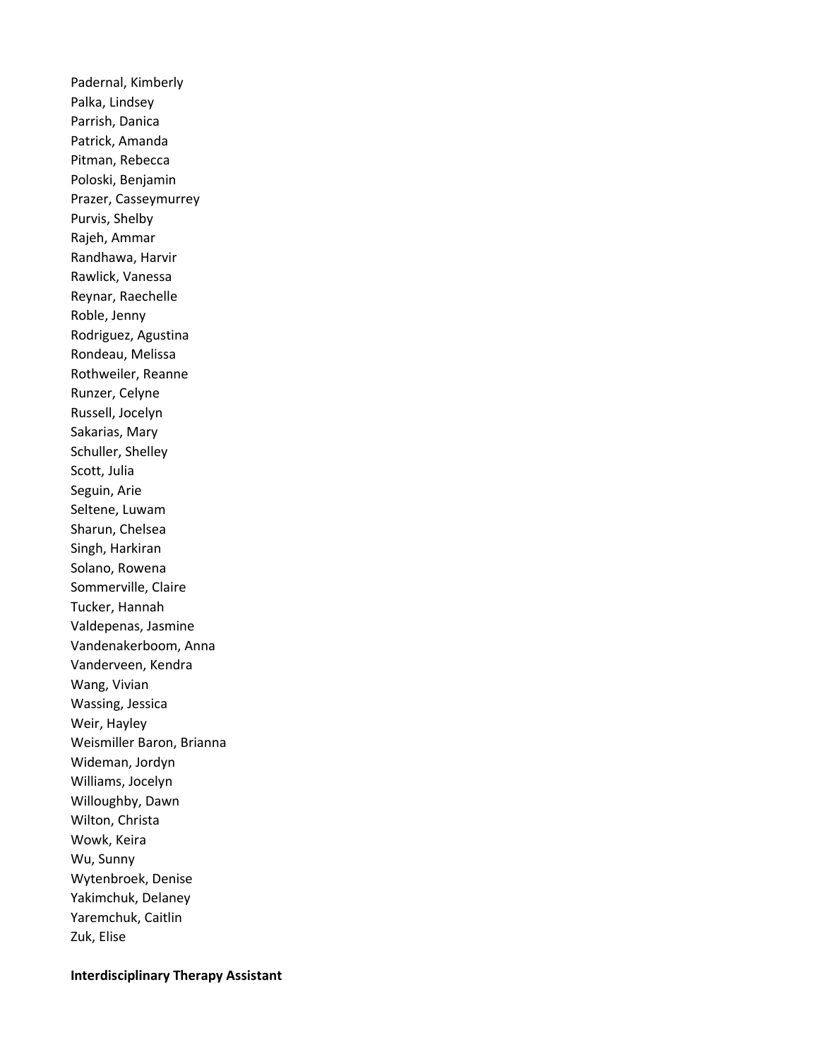Padernal, Kimberly
Palka, Lindsey
Parrish, Danica
Patrick, Amanda
Pitman, Rebecca
Poloski, Benjamin
Prazer, Casseymurrey
Purvis, Shelby
Rajeh, Ammar
Randhawa, Harvir
Rawlick, Vanessa
Reynar, Raechelle
Roble, Jenny
Rodriguez, Agustina
Rondeau, Melissa
Rothweiler, Reanne
Runzer, Celyne
Russell, Jocelyn
Sakarias, Mary
Schuller, Shelley
Scott, Julia
Seguin, Arie
Seltene, Luwam
Sharun, Chelsea
Singh, Harkiran
Solano, Rowena
Sommerville, Claire
Tucker, Hannah
Valdepenas, Jasmine
Vandenakerboom, Anna
Vanderveen, Kendra
Wang, Vivian
Wassing, Jessica
Weir, Hayley
Weismiller Baron, Brianna
Wideman, Jordyn
Williams, Jocelyn
Willoughby, Dawn
Wilton, Christa
Wowk, Keira
Wu, Sunny
Wytenbroek, Denise
Yakimchuk, Delaney
Yaremchuk, Caitlin
Zuk, Elise

**Interdisciplinary Therapy Assistant**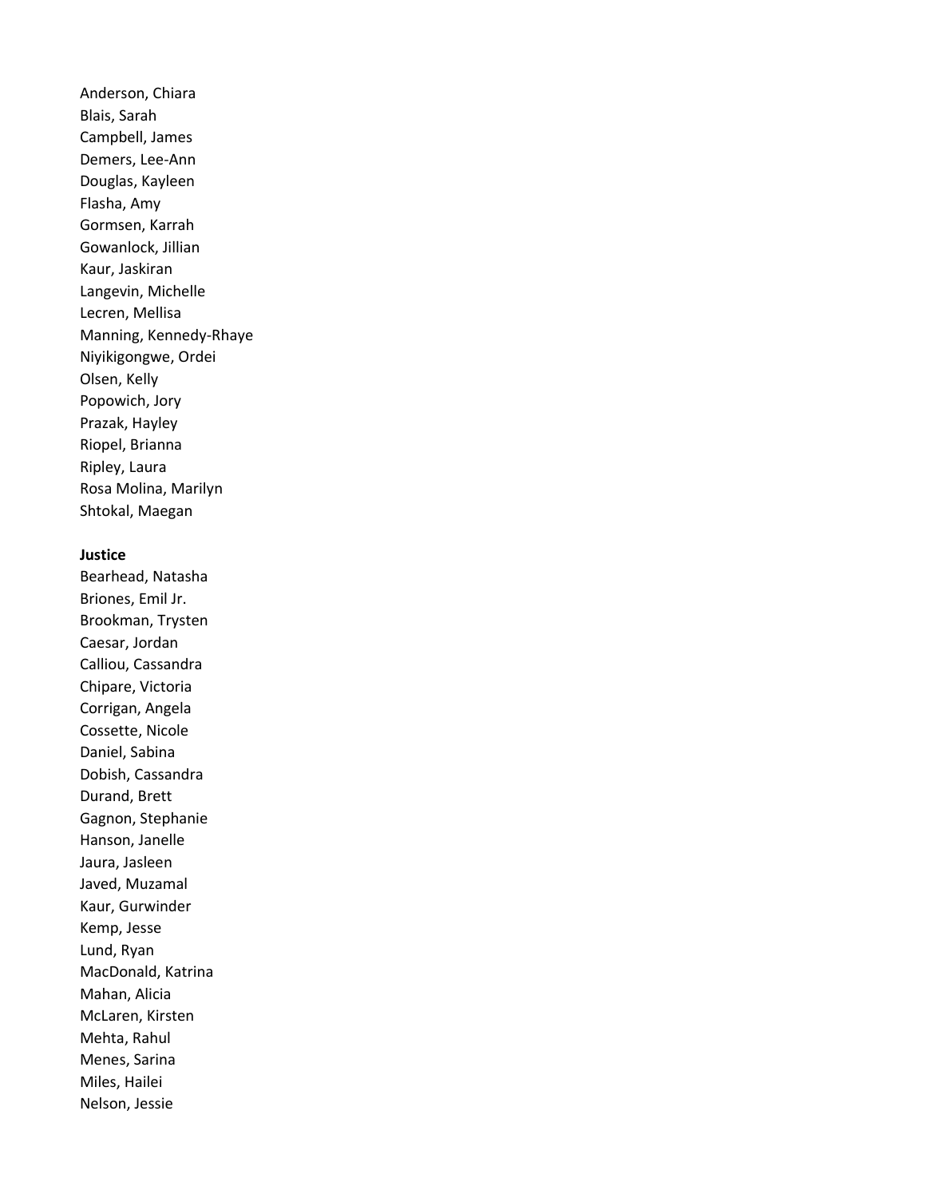Anderson, Chiara
Blais, Sarah
Campbell, James
Demers, Lee-Ann
Douglas, Kayleen
Flasha, Amy
Gormsen, Karrah
Gowanlock, Jillian
Kaur, Jaskiran
Langevin, Michelle
Lecren, Mellisa
Manning, Kennedy-Rhaye
Niyikigongwe, Ordei
Olsen, Kelly
Popowich, Jory
Prazak, Hayley
Riopel, Brianna
Ripley, Laura
Rosa Molina, Marilyn
Shtokal, Maegan

**Justice**

Bearhead, Natasha
Briones, Emil Jr.
Brookman, Trysten
Caesar, Jordan
Calliou, Cassandra
Chipare, Victoria
Corrigan, Angela
Cossette, Nicole
Daniel, Sabina
Dobish, Cassandra
Durand, Brett
Gagnon, Stephanie
Hanson, Janelle
Jaura, Jasleen
Javed, Muzamal
Kaur, Gurwinder
Kemp, Jesse
Lund, Ryan
MacDonald, Katrina
Mahan, Alicia
McLaren, Kirsten
Mehta, Rahul
Menes, Sarina
Miles, Hailei
Nelson, Jessie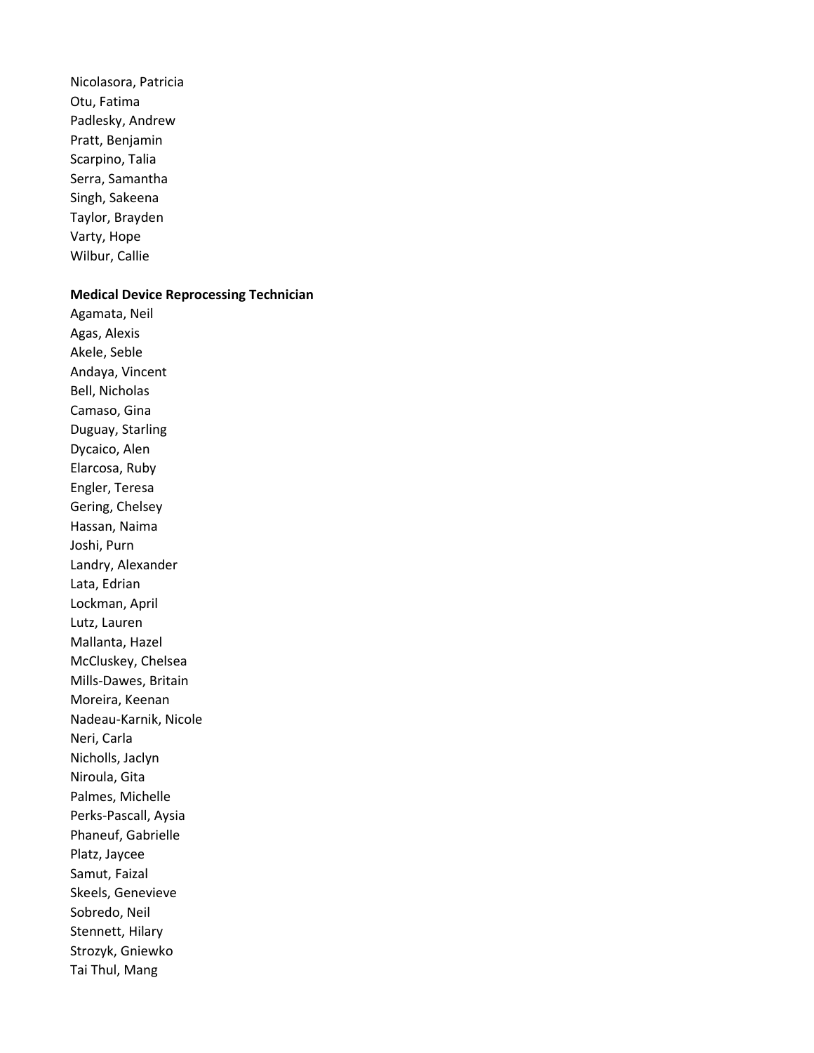Nicolasora, Patricia  
Otu, Fatima  
Padlesky, Andrew  
Pratt, Benjamin  
Scarpino, Talia  
Serra, Samantha  
Singh, Sakeena  
Taylor, Brayden  
Varty, Hope  
Wilbur, Callie

**Medical Device Reprocessing Technician**

Agamata, Neil  
Agas, Alexis  
Akele, Seble  
Andaya, Vincent  
Bell, Nicholas  
Camaso, Gina  
Duguay, Starling  
Dycaico, Alen  
Elarcosa, Ruby  
Engler, Teresa  
Gering, Chelsey  
Hassan, Naima  
Joshi, Purn  
Landry, Alexander  
Lata, Edrian  
Lockman, April  
Lutz, Lauren  
Mallanta, Hazel  
McCluskey, Chelsea  
Mills-Dawes, Britain  
Moreira, Keenan  
Nadeau-Karnik, Nicole  
Neri, Carla  
Nicholls, Jaclyn  
Niroula, Gita  
Palmes, Michelle  
Perks-Pascall, Aysia  
Phaneuf, Gabrielle  
Platz, Jaycee  
Samut, Faizal  
Skeels, Genevieve  
Sobredo, Neil  
Stennett, Hilary  
Strozyk, Gniewko  
Tai Thul, Mang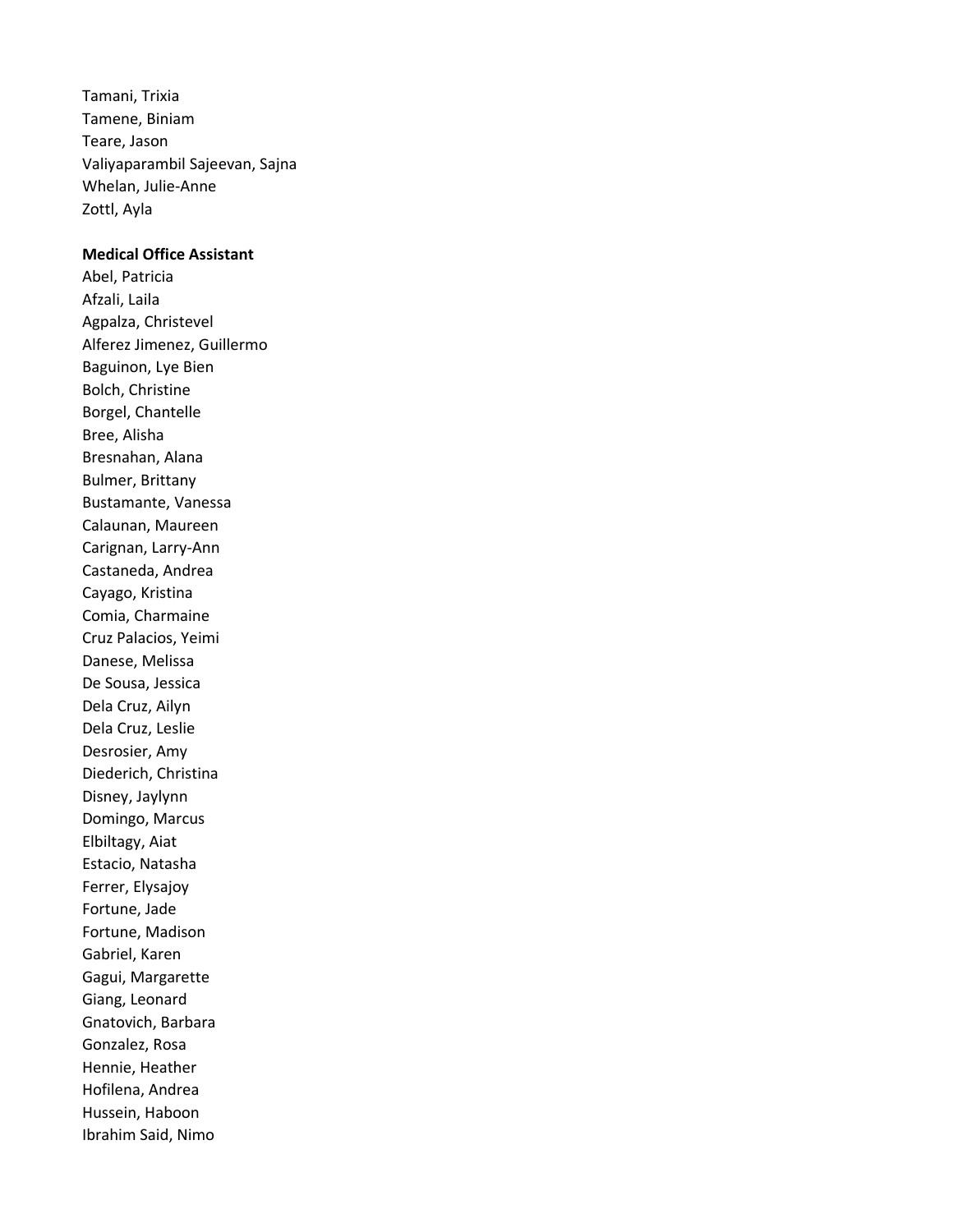Tamani, Trixia
Tamene, Biniam
Teare, Jason
Valiyaparambil Sajeevan, Sajna
Whelan, Julie-Anne
Zottl, Ayla

**Medical Office Assistant**

Abel, Patricia
Afzali, Laila
Agpalza, Christevel
Alferez Jimenez, Guillermo
Baguinon, Lye Bien
Bolch, Christine
Borgel, Chantelle
Bree, Alisha
Bresnahan, Alana
Bulmer, Brittany
Bustamante, Vanessa
Calaunan, Maureen
Carignan, Larry-Ann
Castaneda, Andrea
Cayago, Kristina
Comia, Charmaine
Cruz Palacios, Yeimi
Danese, Melissa
De Sousa, Jessica
Dela Cruz, Ailyn
Dela Cruz, Leslie
Desrosier, Amy
Diederich, Christina
Disney, Jaylynn
Domingo, Marcus
Elbiltagy, Aiat
Estacio, Natasha
Ferrer, Elysajoy
Fortune, Jade
Fortune, Madison
Gabriel, Karen
Gagui, Margarette
Giang, Leonard
Gnatovich, Barbara
Gonzalez, Rosa
Hennie, Heather
Hofilena, Andrea
Hussein, Haboon
Ibrahim Said, Nimo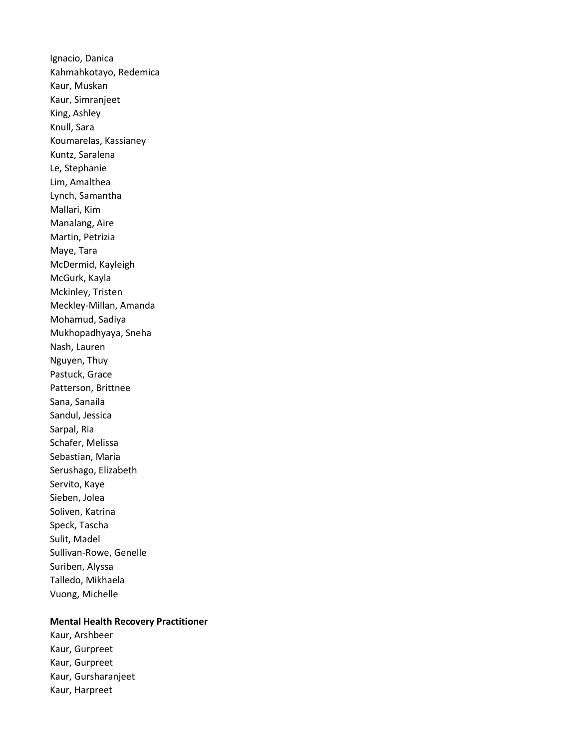Ignacio, Danica
Kahmahkotayo, Redemica
Kaur, Muskan
Kaur, Simranjeet
King, Ashley
Knull, Sara
Koumarelas, Kassianey
Kuntz, Saralena
Le, Stephanie
Lim, Amalthea
Lynch, Samantha
Mallari, Kim
Manalang, Aire
Martin, Petrizia
Maye, Tara
McDermid, Kayleigh
McGurk, Kayla
Mckinley, Tristen
Meckley-Millan, Amanda
Mohamud, Sadiya
Mukhopadhyaya, Sneha
Nash, Lauren
Nguyen, Thuy
Pastuck, Grace
Patterson, Brittnee
Sana, Sanaila
Sandul, Jessica
Sarpal, Ria
Schafer, Melissa
Sebastian, Maria
Serushago, Elizabeth
Servito, Kaye
Sieben, Jolea
Soliven, Katrina
Speck, Tascha
Sulit, Madel
Sullivan-Rowe, Genelle
Suriben, Alyssa
Talledo, Mikhaela
Vuong, Michelle

**Mental Health Recovery Practitioner**

Kaur, Arshbeer
Kaur, Gurpreet
Kaur, Gurpreet
Kaur, Gursharanjeet
Kaur, Harpreet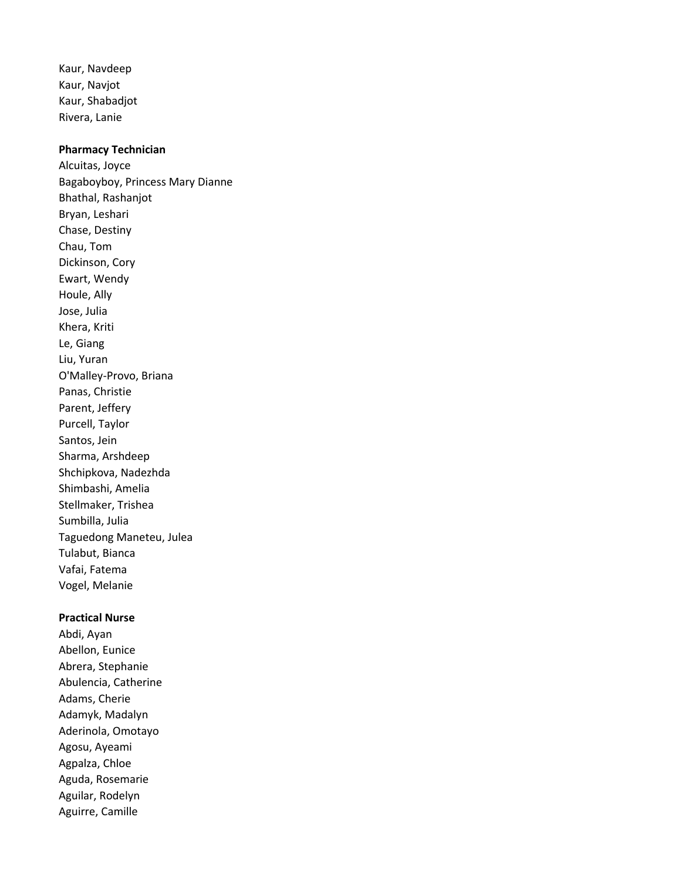Kaur, Navdeep
Kaur, Navjot
Kaur, Shabadjot
Rivera, Lanie

**Pharmacy Technician**

Alcuitas, Joyce
Bagaboyboy, Princess Mary Dianne
Bhathal, Rashanjot
Bryan, Leshari
Chase, Destiny
Chau, Tom
Dickinson, Cory
Ewart, Wendy
Houle, Ally
Jose, Julia
Khera, Kriti
Le, Giang
Liu, Yuran
O'Malley-Provo, Briana
Panas, Christie
Parent, Jeffery
Purcell, Taylor
Santos, Jein
Sharma, Arshdeep
Shchipkova, Nadezhda
Shimbashi, Amelia
Stellmaker, Trishea
Sumbilla, Julia
Taguedong Maneteu, Julea
Tulabut, Bianca
Vafai, Fatema
Vogel, Melanie

**Practical Nurse**

Abdi, Ayan
Abellon, Eunice
Abrera, Stephanie
Abulencia, Catherine
Adams, Cherie
Adamyk, Madalyn
Aderinola, Omotayo
Agosu, Ayeami
Agpalza, Chloe
Aguda, Rosemarie
Aguilar, Rodelyn
Aguirre, Camille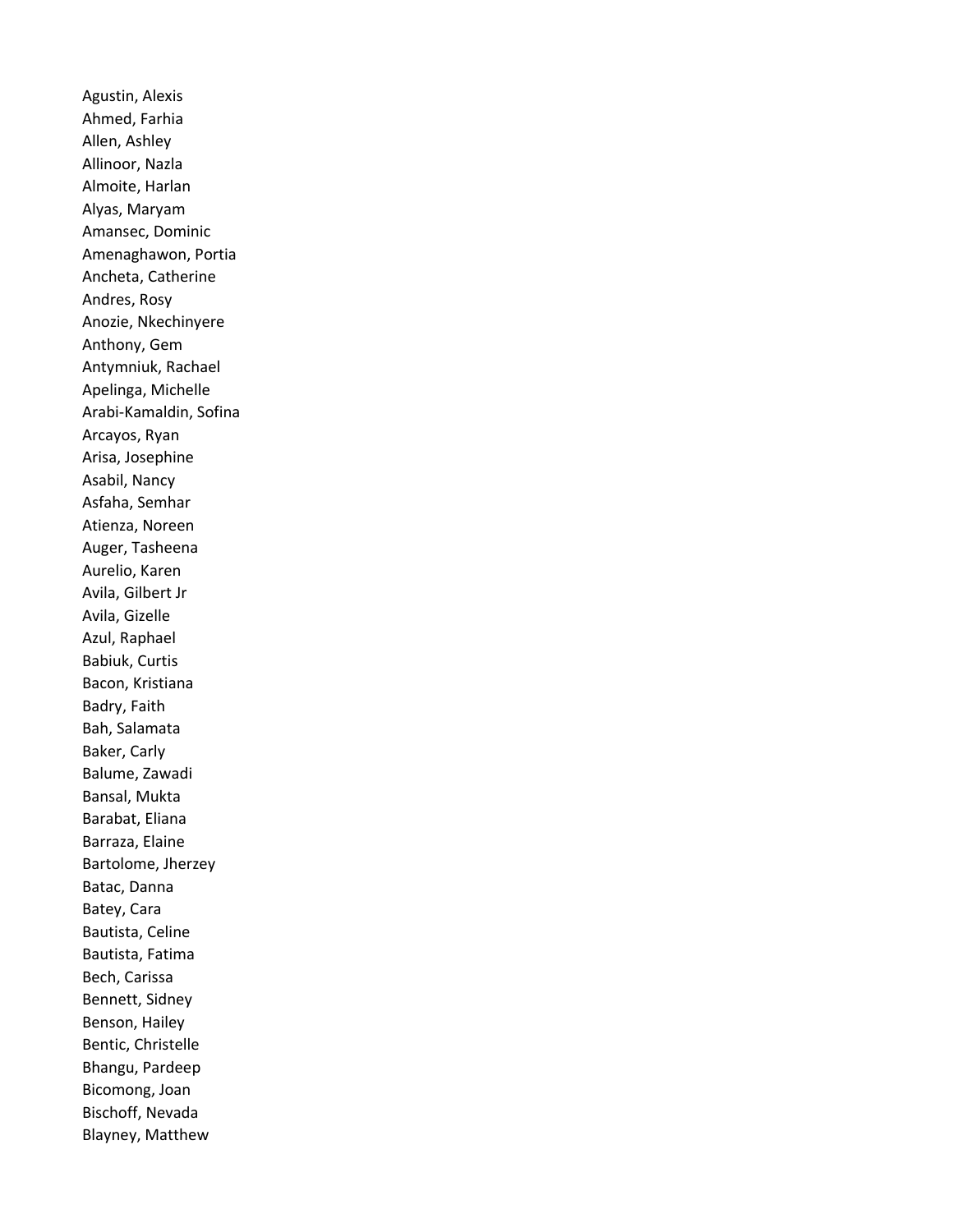Agustin, Alexis
Ahmed, Farhia
Allen, Ashley
Allinoor, Nazla
Almoite, Harlan
Alyas, Maryam
Amansec, Dominic
Amenaghawon, Portia
Ancheta, Catherine
Andres, Rosy
Anozie, Nkechinyere
Anthony, Gem
Antymniuk, Rachael
Apelinga, Michelle
Arabi-Kamaldin, Sofina
Arcayos, Ryan
Arisa, Josephine
Asabil, Nancy
Asfaha, Semhar
Atienza, Noreen
Auger, Tasheena
Aurelio, Karen
Avila, Gilbert Jr
Avila, Gizelle
Azul, Raphael
Babiuk, Curtis
Bacon, Kristiana
Badry, Faith
Bah, Salamata
Baker, Carly
Balume, Zawadi
Bansal, Mukta
Barabat, Eliana
Barraza, Elaine
Bartolome, Jherzey
Batac, Danna
Batey, Cara
Bautista, Celine
Bautista, Fatima
Bech, Carissa
Bennett, Sidney
Benson, Hailey
Bentic, Christelle
Bhangu, Pardeep
Bicomong, Joan
Bischoff, Nevada
Blayney, Matthew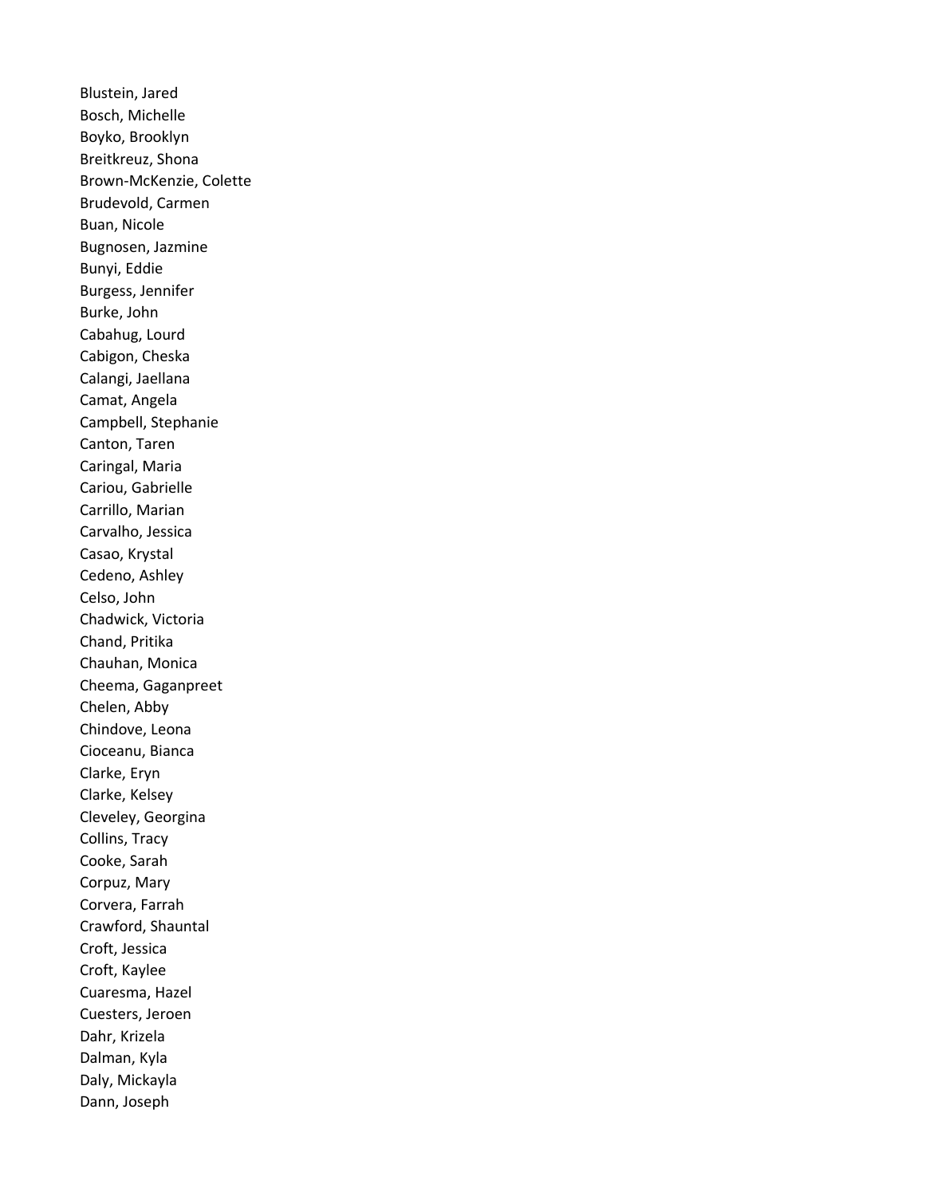Blustein, Jared
Bosch, Michelle
Boyko, Brooklyn
Breitkreuz, Shona
Brown-McKenzie, Colette
Brudevold, Carmen
Buan, Nicole
Bugnosen, Jazmine
Bunyi, Eddie
Burgess, Jennifer
Burke, John
Cabahug, Lourd
Cabigon, Cheska
Calangi, Jaellana
Camat, Angela
Campbell, Stephanie
Canton, Taren
Caringal, Maria
Cariou, Gabrielle
Carrillo, Marian
Carvalho, Jessica
Casao, Krystal
Cedeno, Ashley
Celso, John
Chadwick, Victoria
Chand, Pritika
Chauhan, Monica
Cheema, Gaganpreet
Chelen, Abby
Chindove, Leona
Cioceanu, Bianca
Clarke, Eryn
Clarke, Kelsey
Cleveley, Georgina
Collins, Tracy
Cooke, Sarah
Corpuz, Mary
Corvera, Farrah
Crawford, Shauntal
Croft, Jessica
Croft, Kaylee
Cuaresma, Hazel
Cuesters, Jeroen
Dahr, Krizela
Dalman, Kyla
Daly, Mickayla
Dann, Joseph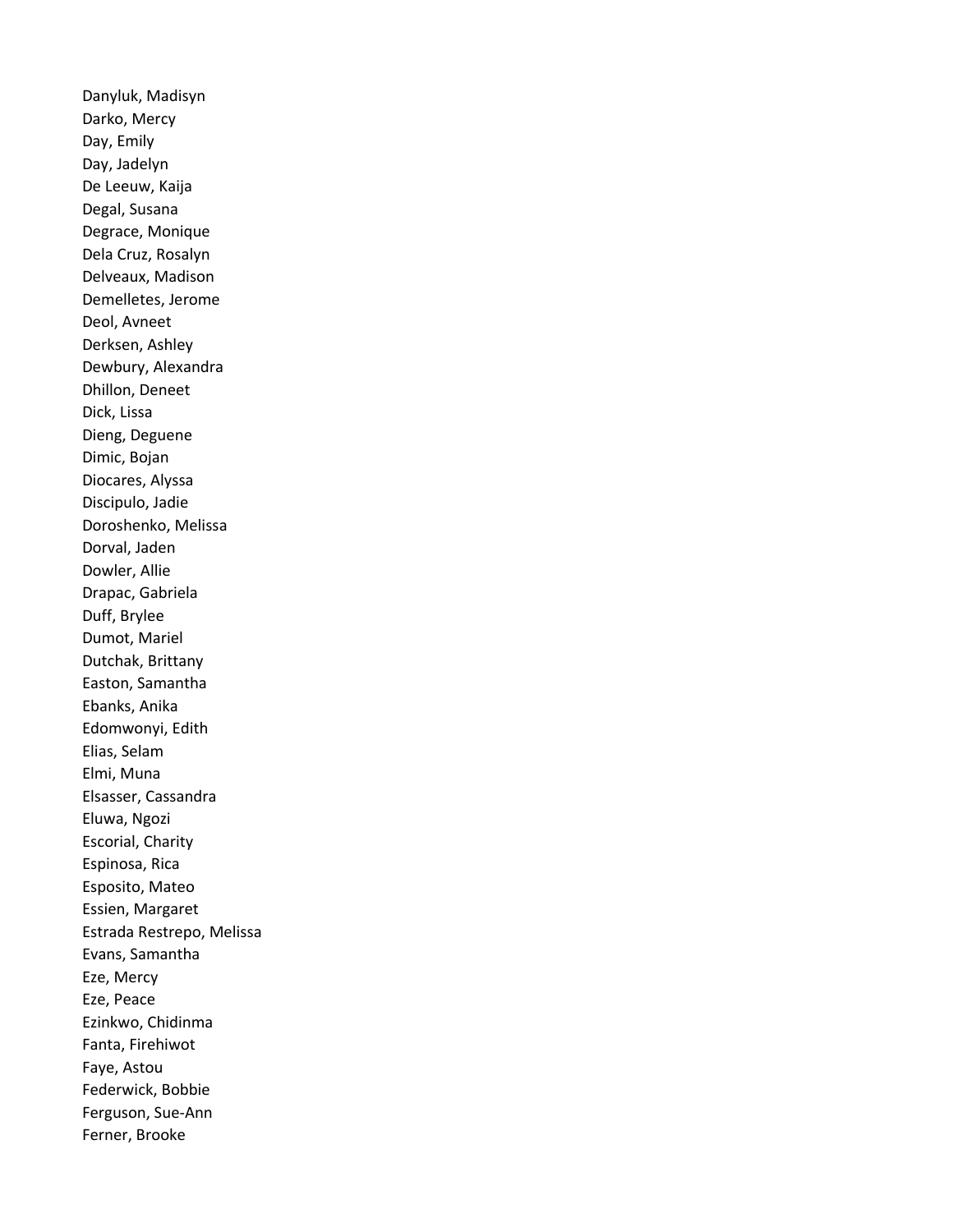Danyluk, Madisyn
Darko, Mercy
Day, Emily
Day, Jadelyn
De Leeuw, Kaija
Degal, Susana
Degrace, Monique
Dela Cruz, Rosalyn
Delveaux, Madison
Demelletes, Jerome
Deol, Avneet
Derksen, Ashley
Dewbury, Alexandra
Dhillon, Deneet
Dick, Lissa
Dieng, Deguene
Dimic, Bojan
Diocares, Alyssa
Discipulo, Jadie
Doroshenko, Melissa
Dorval, Jaden
Dowler, Allie
Drapac, Gabriela
Duff, Brylee
Dumot, Mariel
Dutchak, Brittany
Easton, Samantha
Ebanks, Anika
Edomwonyi, Edith
Elias, Selam
Elmi, Muna
Elsasser, Cassandra
Eluwa, Ngozi
Escorial, Charity
Espinosa, Rica
Esposito, Mateo
Essien, Margaret
Estrada Restrepo, Melissa
Evans, Samantha
Eze, Mercy
Eze, Peace
Ezinkwo, Chidinma
Fanta, Firehiwot
Faye, Astou
Federwick, Bobbie
Ferguson, Sue-Ann
Ferner, Brooke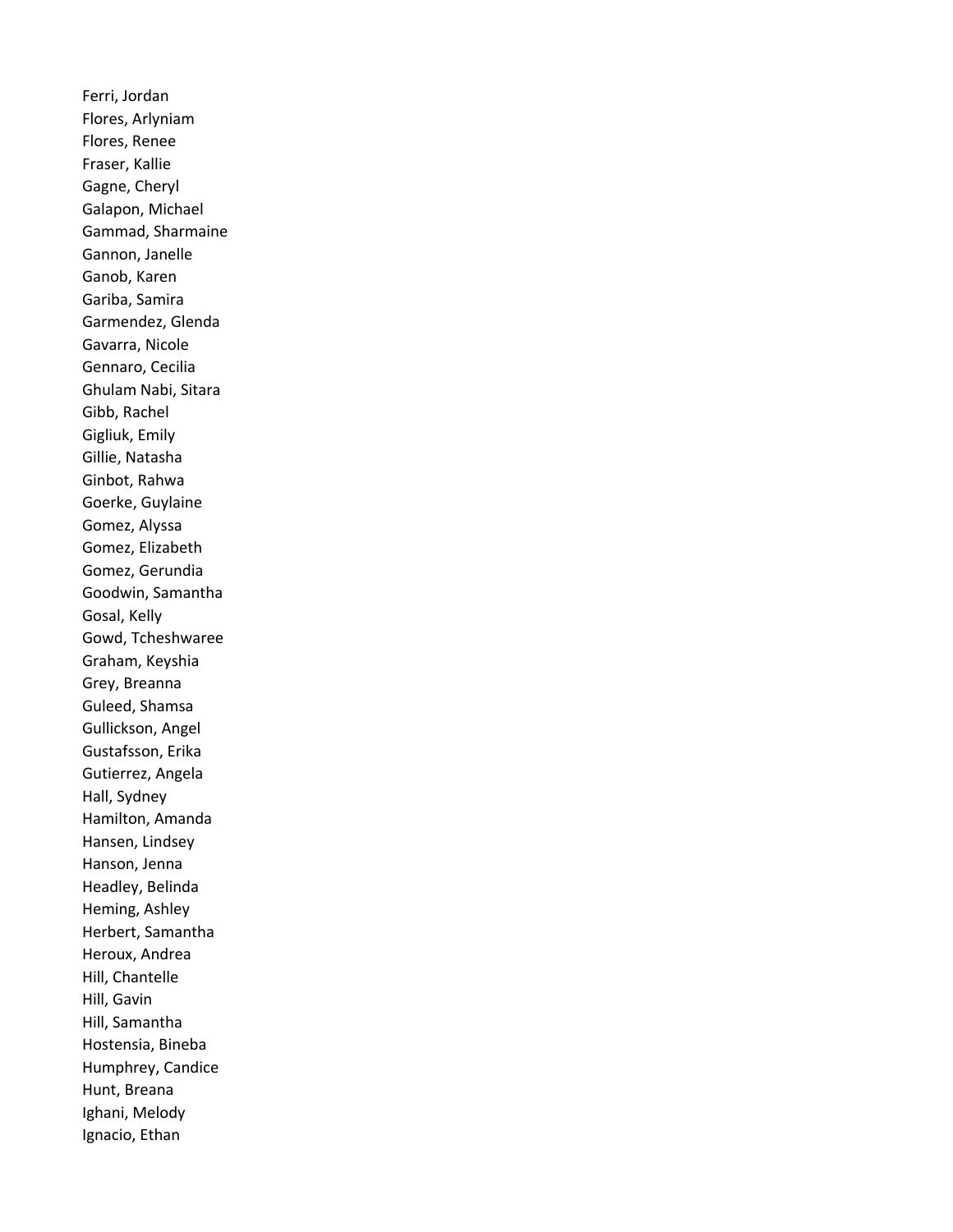Ferri, Jordan
Flores, Arlyniam
Flores, Renee
Fraser, Kallie
Gagne, Cheryl
Galapon, Michael
Gammad, Sharmaine
Gannon, Janelle
Ganob, Karen
Gariba, Samira
Garmendez, Glenda
Gavarra, Nicole
Gennaro, Cecilia
Ghulam Nabi, Sitara
Gibb, Rachel
Gigliuk, Emily
Gillie, Natasha
Ginbot, Rahwa
Goerke, Guylaine
Gomez, Alyssa
Gomez, Elizabeth
Gomez, Gerundia
Goodwin, Samantha
Gosal, Kelly
Gowd, Tcheshwaree
Graham, Keyshia
Grey, Breanna
Guleed, Shamsa
Gullickson, Angel
Gustafsson, Erika
Gutierrez, Angela
Hall, Sydney
Hamilton, Amanda
Hansen, Lindsey
Hanson, Jenna
Headley, Belinda
Heming, Ashley
Herbert, Samantha
Heroux, Andrea
Hill, Chantelle
Hill, Gavin
Hill, Samantha
Hostensia, Bineba
Humphrey, Candice
Hunt, Breana
Ighani, Melody
Ignacio, Ethan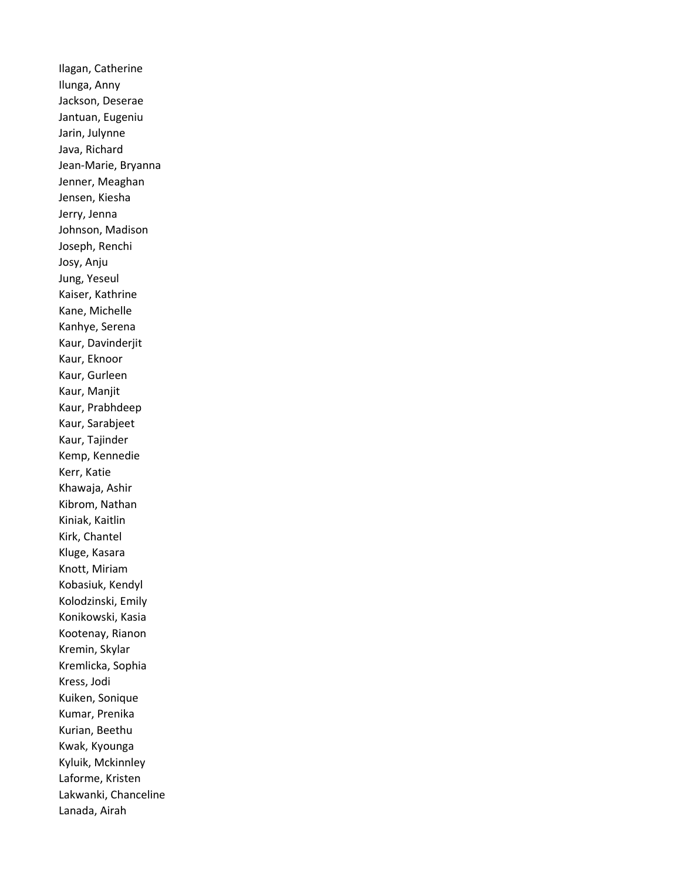Ilagan, Catherine
Ilunga, Anny
Jackson, Deserae
Jantuan, Eugeniu
Jarin, Julynne
Java, Richard
Jean-Marie, Bryanna
Jenner, Meaghan
Jensen, Kiesha
Jerry, Jenna
Johnson, Madison
Joseph, Renchi
Josy, Anju
Jung, Yeseul
Kaiser, Kathrine
Kane, Michelle
Kanhye, Serena
Kaur, Davinderjit
Kaur, Eknoor
Kaur, Gurleen
Kaur, Manjit
Kaur, Prabhdeep
Kaur, Sarabjeet
Kaur, Tajinder
Kemp, Kennedie
Kerr, Katie
Khawaja, Ashir
Kibrom, Nathan
Kiniak, Kaitlin
Kirk, Chantel
Kluge, Kasara
Knott, Miriam
Kobasiuk, Kendyl
Kolodzinski, Emily
Konikowski, Kasia
Kootenay, Rianon
Kremin, Skylar
Kremlicka, Sophia
Kress, Jodi
Kuiken, Sonique
Kumar, Prenika
Kurian, Beethu
Kwak, Kyounga
Kyluik, Mckinnley
Laforme, Kristen
Lakwanki, Chanceline
Lanada, Airah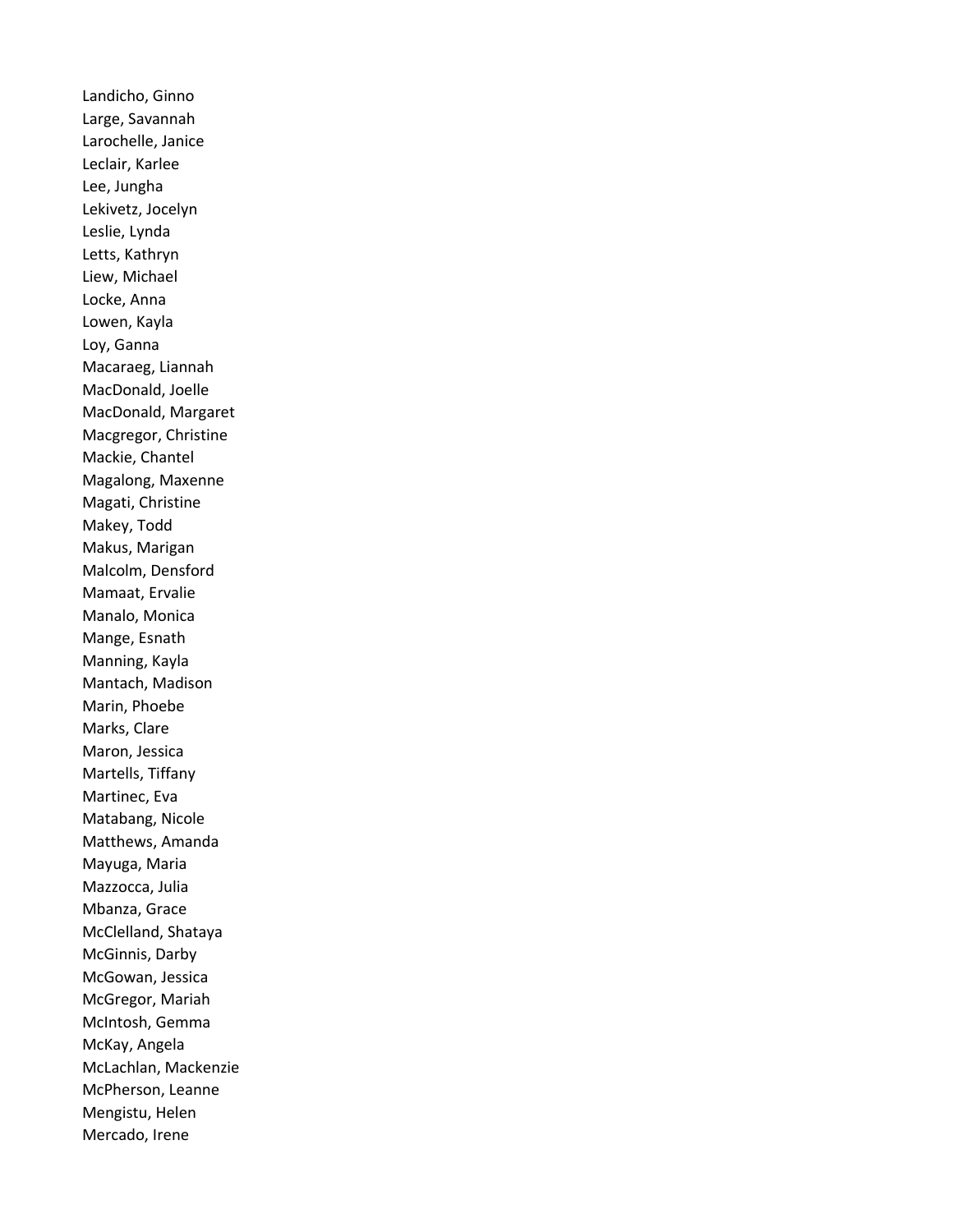Landicho, Ginno
Large, Savannah
Larochelle, Janice
Leclair, Karlee
Lee, Jungha
Lekivetz, Jocelyn
Leslie, Lynda
Letts, Kathryn
Liew, Michael
Locke, Anna
Lowen, Kayla
Loy, Ganna
Macaraeg, Liannah
MacDonald, Joelle
MacDonald, Margaret
Macgregor, Christine
Mackie, Chantel
Magalong, Maxenne
Magati, Christine
Makey, Todd
Makus, Marigan
Malcolm, Densford
Mamaat, Ervalie
Manalo, Monica
Mange, Esnath
Manning, Kayla
Mantach, Madison
Marin, Phoebe
Marks, Clare
Maron, Jessica
Martells, Tiffany
Martinec, Eva
Matabang, Nicole
Matthews, Amanda
Mayuga, Maria
Mazzocca, Julia
Mbanza, Grace
McClelland, Shataya
McGinnis, Darby
McGowan, Jessica
McGregor, Mariah
McIntosh, Gemma
McKay, Angela
McLachlan, Mackenzie
McPherson, Leanne
Mengistu, Helen
Mercado, Irene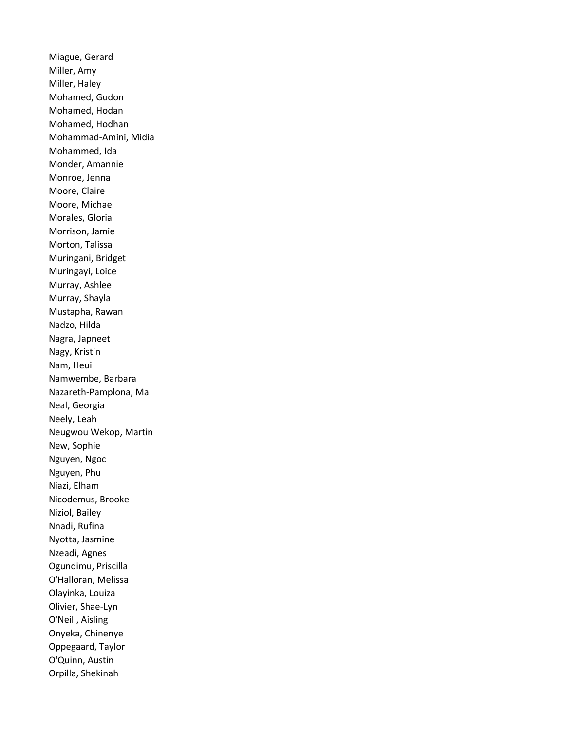Miague, Gerard
Miller, Amy
Miller, Haley
Mohamed, Gudon
Mohamed, Hodan
Mohamed, Hodhan
Mohammad-Amini, Midia
Mohammed, Ida
Monder, Amannie
Monroe, Jenna
Moore, Claire
Moore, Michael
Morales, Gloria
Morrison, Jamie
Morton, Talissa
Muringani, Bridget
Muringayi, Loice
Murray, Ashlee
Murray, Shayla
Mustapha, Rawan
Nadzo, Hilda
Nagra, Japneet
Nagy, Kristin
Nam, Heui
Namwembe, Barbara
Nazareth-Pamplona, Ma
Neal, Georgia
Neely, Leah
Neugwou Wekop, Martin
New, Sophie
Nguyen, Ngoc
Nguyen, Phu
Niazi, Elham
Nicodemus, Brooke
Niziol, Bailey
Nnadi, Rufina
Nyotta, Jasmine
Nzeadi, Agnes
Ogundimu, Priscilla
O'Halloran, Melissa
Olayinka, Louiza
Olivier, Shae-Lyn
O'Neill, Aisling
Onyeka, Chinenye
Oppegaard, Taylor
O'Quinn, Austin
Orpilla, Shekinah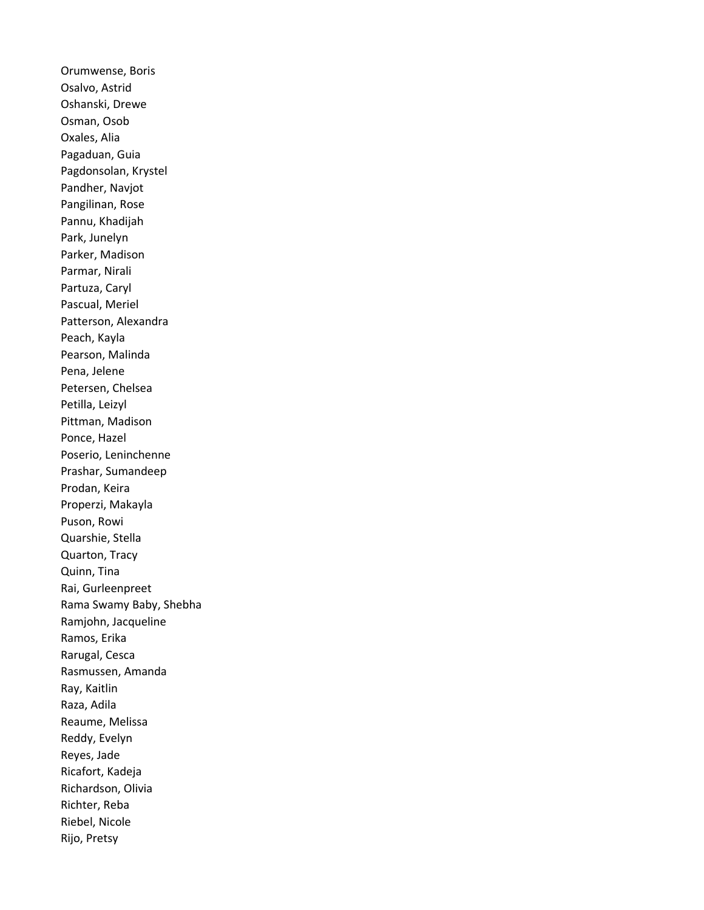Orumwense, Boris
Osalvo, Astrid
Oshanski, Drewe
Osman, Osob
Oxales, Alia
Pagaduan, Guia
Pagdonsolan, Krystel
Pandher, Navjot
Pangilinan, Rose
Pannu, Khadijah
Park, Junelyn
Parker, Madison
Parmar, Nirali
Partuza, Caryl
Pascual, Meriel
Patterson, Alexandra
Peach, Kayla
Pearson, Malinda
Pena, Jelene
Petersen, Chelsea
Petilla, Leizyl
Pittman, Madison
Ponce, Hazel
Poserio, Leninchenne
Prashar, Sumandeep
Prodan, Keira
Properzi, Makayla
Puson, Rowi
Quarshie, Stella
Quarton, Tracy
Quinn, Tina
Rai, Gurleenpreet
Rama Swamy Baby, Shebha
Ramjohn, Jacqueline
Ramos, Erika
Rarugal, Cesca
Rasmussen, Amanda
Ray, Kaitlin
Raza, Adila
Reaume, Melissa
Reddy, Evelyn
Reyes, Jade
Ricafort, Kadeja
Richardson, Olivia
Richter, Reba
Riebel, Nicole
Rijo, Pretsy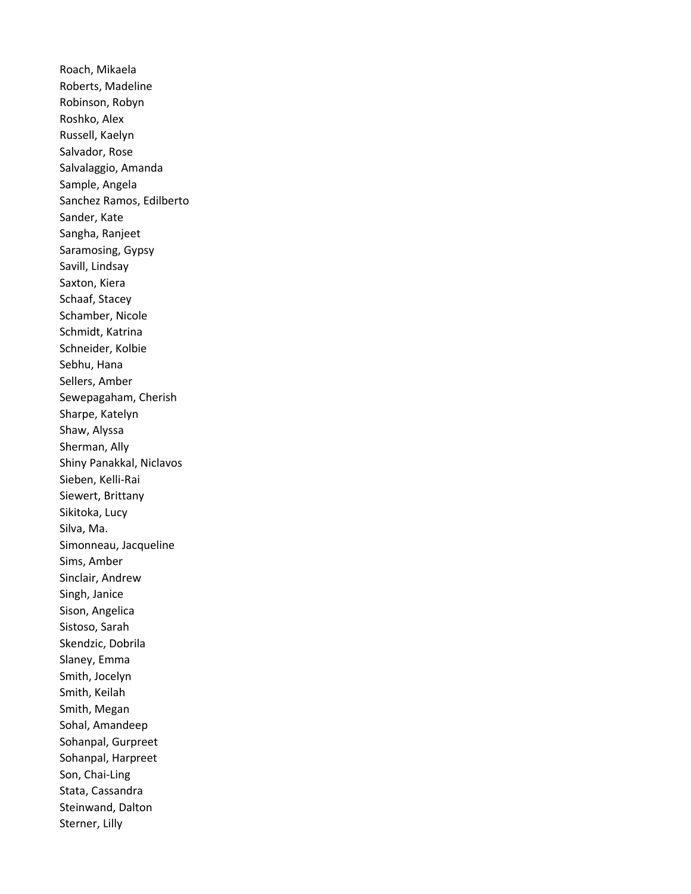Roach, Mikaela
Roberts, Madeline
Robinson, Robyn
Roshko, Alex
Russell, Kaelyn
Salvador, Rose
Salvalaggio, Amanda
Sample, Angela
Sanchez Ramos, Edilberto
Sander, Kate
Sangha, Ranjeet
Saramosing, Gypsy
Savill, Lindsay
Saxton, Kiera
Schaaf, Stacey
Schamber, Nicole
Schmidt, Katrina
Schneider, Kolbie
Sebhu, Hana
Sellers, Amber
Sewepagaham, Cherish
Sharpe, Katelyn
Shaw, Alyssa
Sherman, Ally
Shiny Panakkal, Niclavos
Sieben, Kelli-Rai
Siewert, Brittany
Sikitoka, Lucy
Silva, Ma.
Simonneau, Jacqueline
Sims, Amber
Sinclair, Andrew
Singh, Janice
Sison, Angelica
Sistoso, Sarah
Skendzic, Dobrila
Slaney, Emma
Smith, Jocelyn
Smith, Keilah
Smith, Megan
Sohal, Amandeep
Sohanpal, Gurpreet
Sohanpal, Harpreet
Son, Chai-Ling
Stata, Cassandra
Steinwand, Dalton
Sterner, Lilly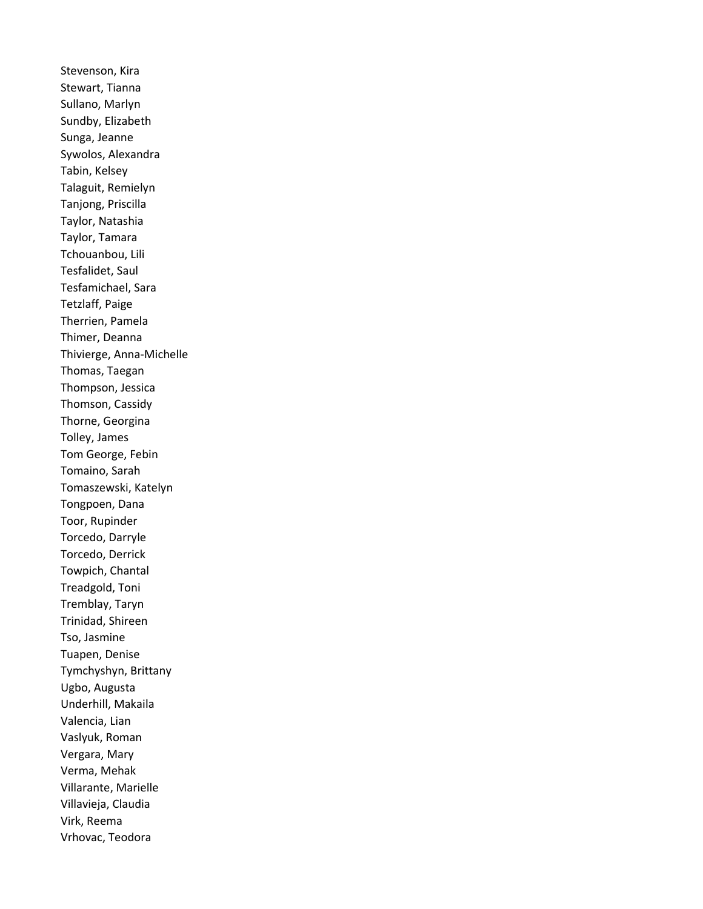Stevenson, Kira
Stewart, Tianna
Sullano, Marlyn
Sundby, Elizabeth
Sunga, Jeanne
Sywolos, Alexandra
Tabin, Kelsey
Talaguit, Remielyn
Tanjong, Priscilla
Taylor, Natashia
Taylor, Tamara
Tchouanbou, Lili
Tesfalidet, Saul
Tesfamichael, Sara
Tetzlaff, Paige
Therrien, Pamela
Thimer, Deanna
Thivierge, Anna-Michelle
Thomas, Taegan
Thompson, Jessica
Thomson, Cassidy
Thorne, Georgina
Tolley, James
Tom George, Febin
Tomaino, Sarah
Tomaszewski, Katelyn
Tongpoen, Dana
Toor, Rupinder
Torcedo, Darryle
Torcedo, Derrick
Towpich, Chantal
Treadgold, Toni
Tremblay, Taryn
Trinidad, Shireen
Tso, Jasmine
Tuapen, Denise
Tymchyshyn, Brittany
Ugbo, Augusta
Underhill, Makaila
Valencia, Lian
Vaslyuk, Roman
Vergara, Mary
Verma, Mehak
Villarante, Marielle
Villavieja, Claudia
Virk, Reema
Vrhovac, Teodora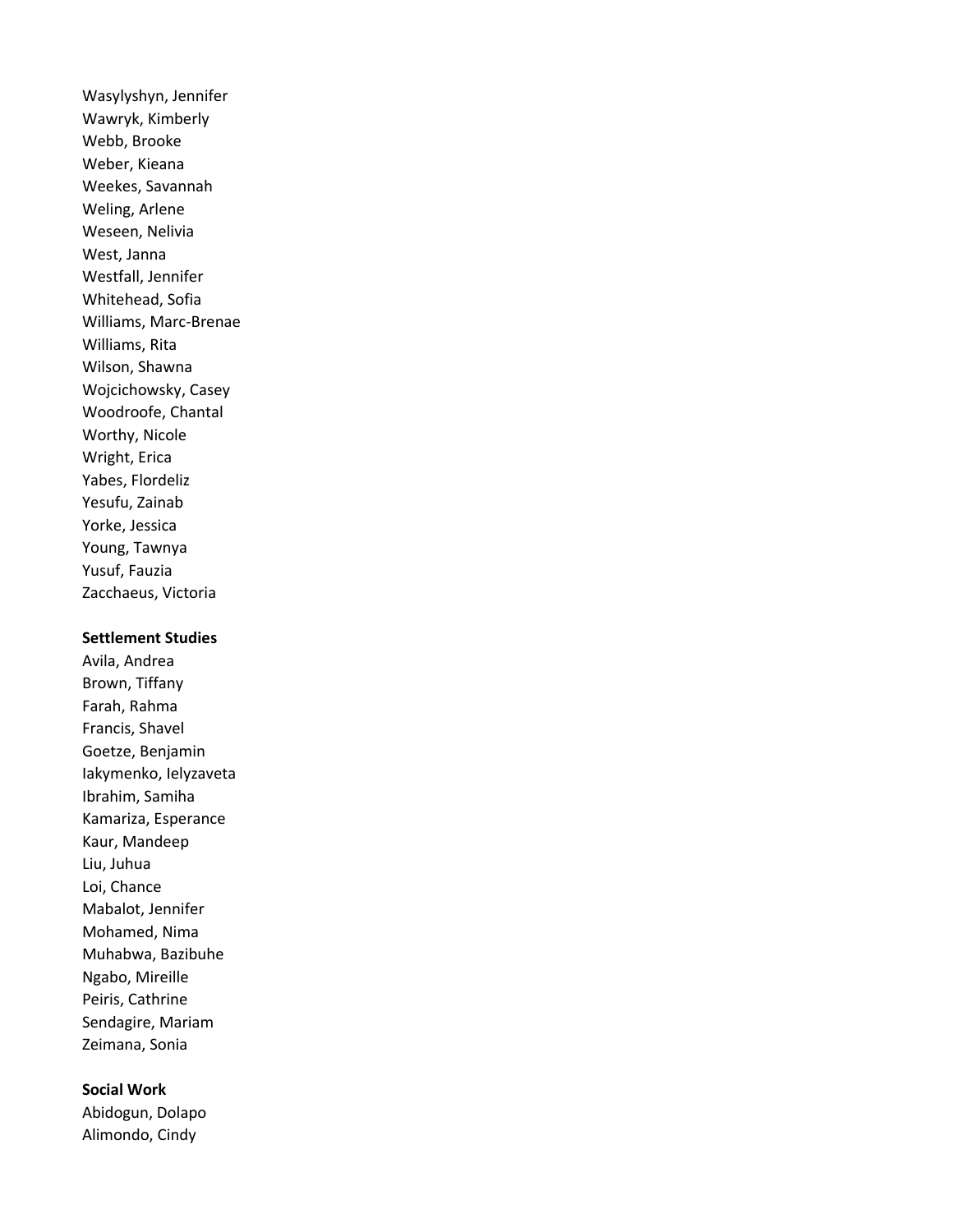Wasylyshyn, Jennifer
Wawryk, Kimberly
Webb, Brooke
Weber, Kieana
Weekes, Savannah
Weling, Arlene
Weseen, Nelivia
West, Janna
Westfall, Jennifer
Whitehead, Sofia
Williams, Marc-Brenae
Williams, Rita
Wilson, Shawna
Wojcichowsky, Casey
Woodroofe, Chantal
Worthy, Nicole
Wright, Erica
Yabes, Flordeliz
Yesufu, Zainab
Yorke, Jessica
Young, Tawnya
Yusuf, Fauzia
Zacchaeus, Victoria

**Settlement Studies**

Avila, Andrea
Brown, Tiffany
Farah, Rahma
Francis, Shavel
Goetze, Benjamin
Iakymenko, Ielyzaveta
Ibrahim, Samiha
Kamariza, Esperance
Kaur, Mandeep
Liu, Juhua
Loi, Chance
Mabalot, Jennifer
Mohamed, Nima
Muhabwa, Bazibuhe
Ngabo, Mireille
Peiris, Cathrine
Sendagire, Mariam
Zeimana, Sonia

**Social Work**

Abidogun, Dolapo
Alimondo, Cindy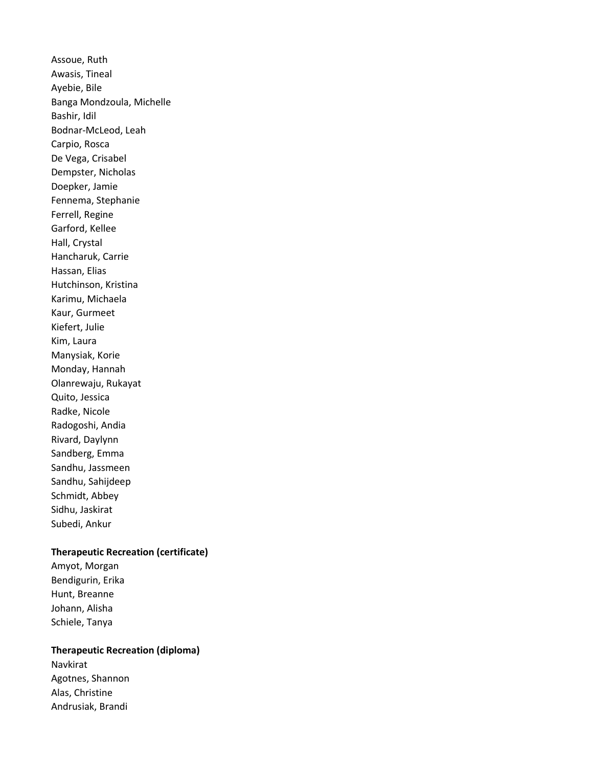Assoue, Ruth
Awasis, Tineal
Ayebie, Bile
Banga Mondzoula, Michelle
Bashir, Idil
Bodnar-McLeod, Leah
Carpio, Rosca
De Vega, Crisabel
Dempster, Nicholas
Doepker, Jamie
Fennema, Stephanie
Ferrell, Regine
Garford, Kellee
Hall, Crystal
Hancharuk, Carrie
Hassan, Elias
Hutchinson, Kristina
Karimu, Michaela
Kaur, Gurmeet
Kiefert, Julie
Kim, Laura
Manysiak, Korie
Monday, Hannah
Olanrewaju, Rukayat
Quito, Jessica
Radke, Nicole
Radogoshi, Andia
Rivard, Daylynn
Sandberg, Emma
Sandhu, Jassmeen
Sandhu, Sahijdeep
Schmidt, Abbey
Sidhu, Jaskirat
Subedi, Ankur

**Therapeutic Recreation (certificate)**

Amyot, Morgan
Bendigurin, Erika
Hunt, Breanne
Johann, Alisha
Schiele, Tanya

**Therapeutic Recreation (diploma)**

Navkirat
Agotnes, Shannon
Alas, Christine
Andrusiak, Brandi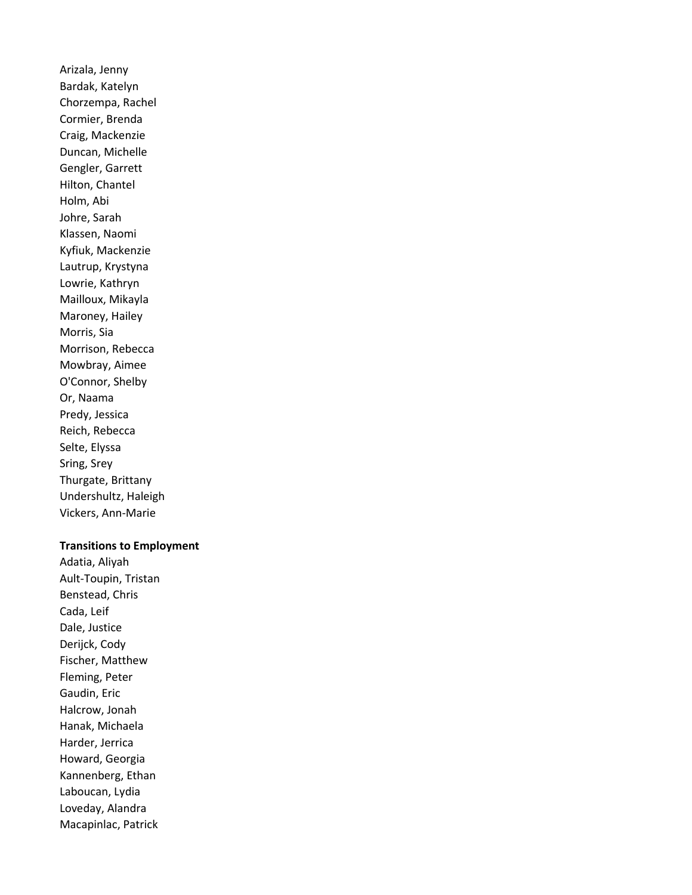Arizala, Jenny
Bardak, Katelyn
Chorzempa, Rachel
Cormier, Brenda
Craig, Mackenzie
Duncan, Michelle
Gengler, Garrett
Hilton, Chantel
Holm, Abi
Johre, Sarah
Klassen, Naomi
Kyfiuk, Mackenzie
Lautrup, Krystyna
Lowrie, Kathryn
Mailloux, Mikayla
Maroney, Hailey
Morris, Sia
Morrison, Rebecca
Mowbray, Aimee
O'Connor, Shelby
Or, Naama
Predy, Jessica
Reich, Rebecca
Selte, Elyssa
Sring, Srey
Thurgate, Brittany
Undershultz, Haleigh
Vickers, Ann-Marie

**Transitions to Employment**

Adatia, Aliyah
Ault-Toupin, Tristan
Benstead, Chris
Cada, Leif
Dale, Justice
Derijck, Cody
Fischer, Matthew
Fleming, Peter
Gaudin, Eric
Halcrow, Jonah
Hanak, Michaela
Harder, Jerrica
Howard, Georgia
Kannenberg, Ethan
Laboucan, Lydia
Loveday, Alandra
Macapinlac, Patrick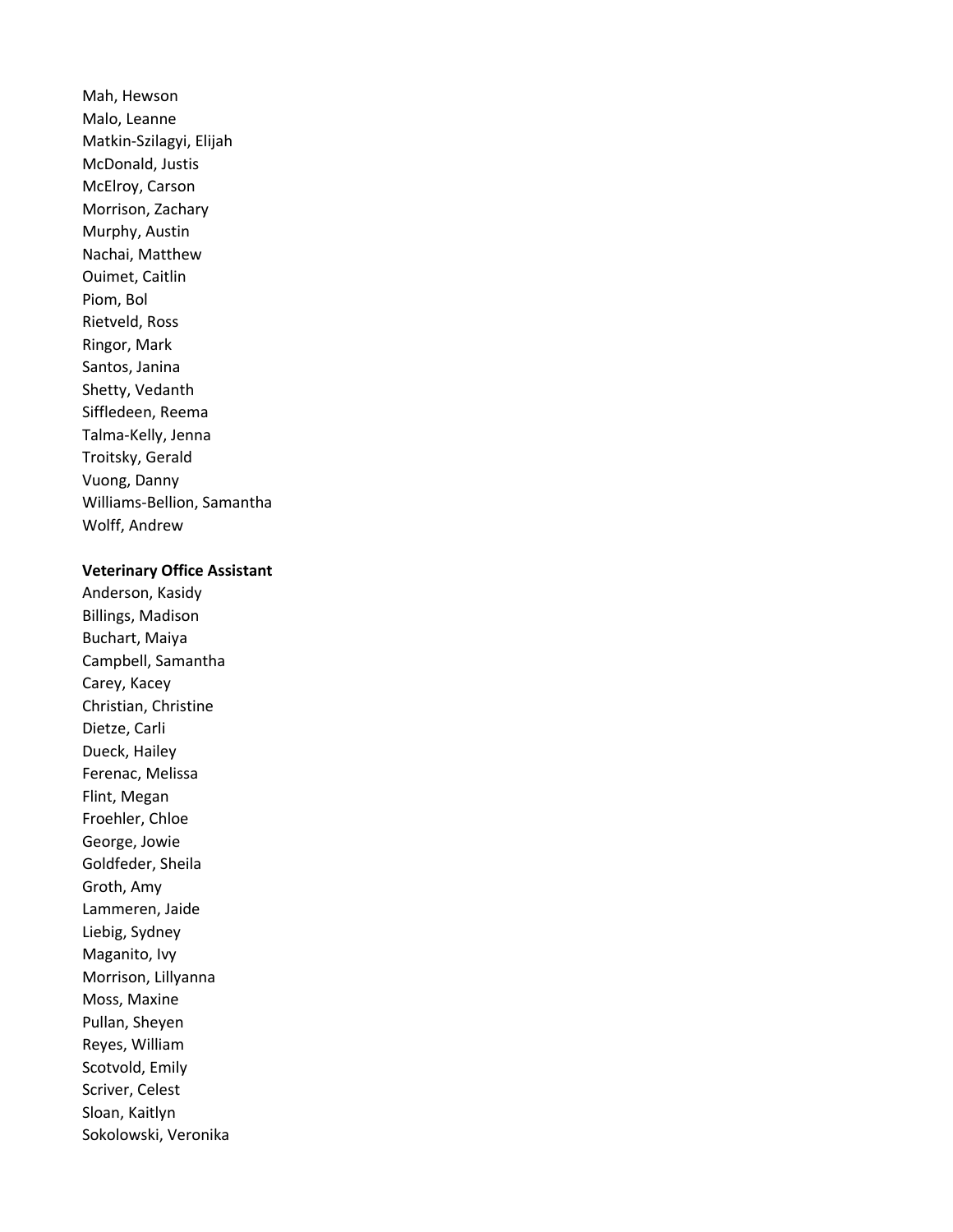Mah, Hewson
Malo, Leanne
Matkin-Szilagyi, Elijah
McDonald, Justis
McElroy, Carson
Morrison, Zachary
Murphy, Austin
Nachai, Matthew
Ouimet, Caitlin
Piom, Bol
Rietveld, Ross
Ringor, Mark
Santos, Janina
Shetty, Vedanth
Siffledeen, Reema
Talma-Kelly, Jenna
Troitsky, Gerald
Vuong, Danny
Williams-Bellion, Samantha
Wolff, Andrew

**Veterinary Office Assistant**

Anderson, Kasidy
Billings, Madison
Buchart, Maiya
Campbell, Samantha
Carey, Kacey
Christian, Christine
Dietze, Carli
Dueck, Hailey
Ferenac, Melissa
Flint, Megan
Froehler, Chloe
George, Jowie
Goldfeder, Sheila
Groth, Amy
Lammeren, Jaide
Liebig, Sydney
Maganito, Ivy
Morrison, Lillyanna
Moss, Maxine
Pullan, Sheyen
Reyes, William
Scotvold, Emily
Scriver, Celest
Sloan, Kaitlyn
Sokolowski, Veronika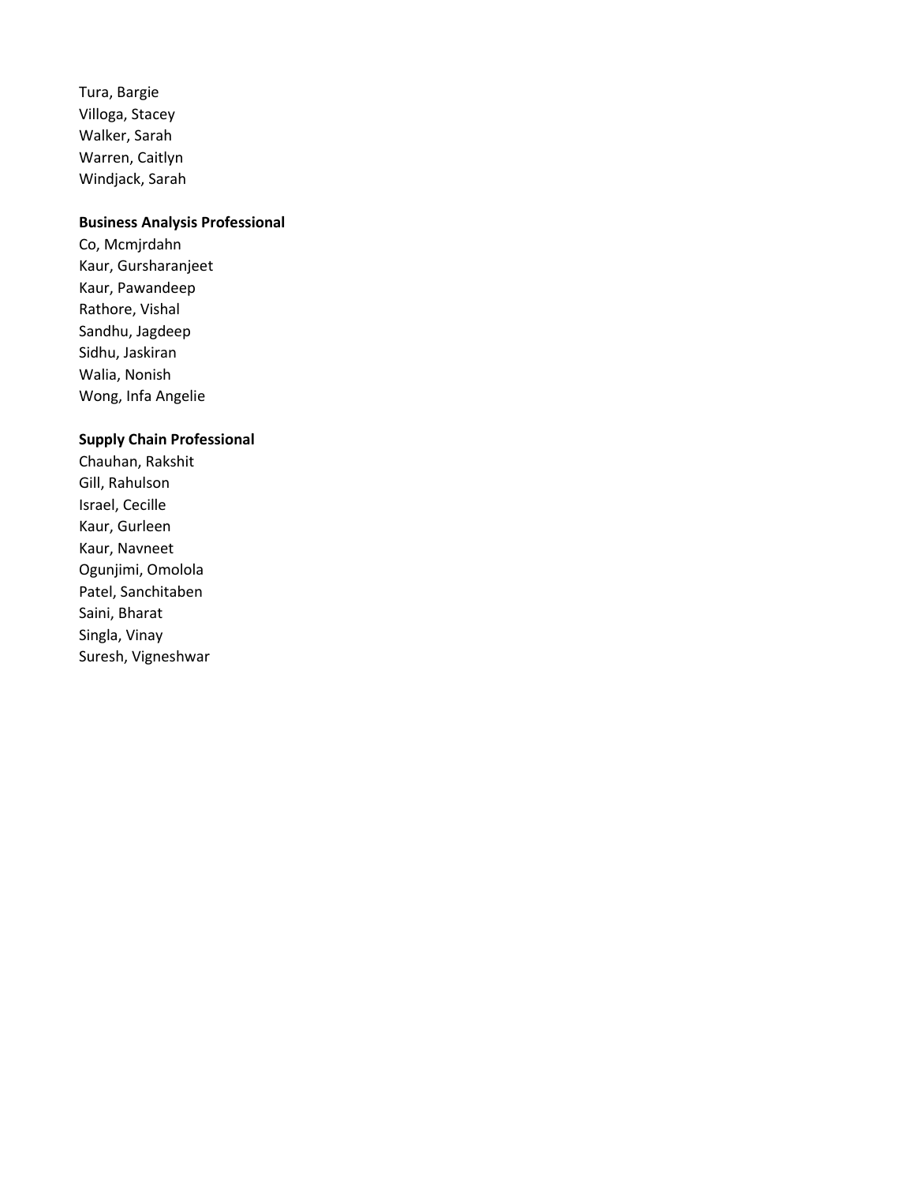Tura, Bargie
Villoga, Stacey
Walker, Sarah
Warren, Caitlyn
Windjack, Sarah

**Business Analysis Professional**

Co, Mcmjrdahn
Kaur, Gursharanjeet
Kaur, Pawandeep
Rathore, Vishal
Sandhu, Jagdeep
Sidhu, Jaskiran
Walia, Nonish
Wong, Infa Angelie

**Supply Chain Professional**

Chauhan, Rakshit
Gill, Rahulson
Israel, Cecille
Kaur, Gurleen
Kaur, Navneet
Ogunjimi, Omolola
Patel, Sanchitaben
Saini, Bharat
Singla, Vinay
Suresh, Vigneshwar